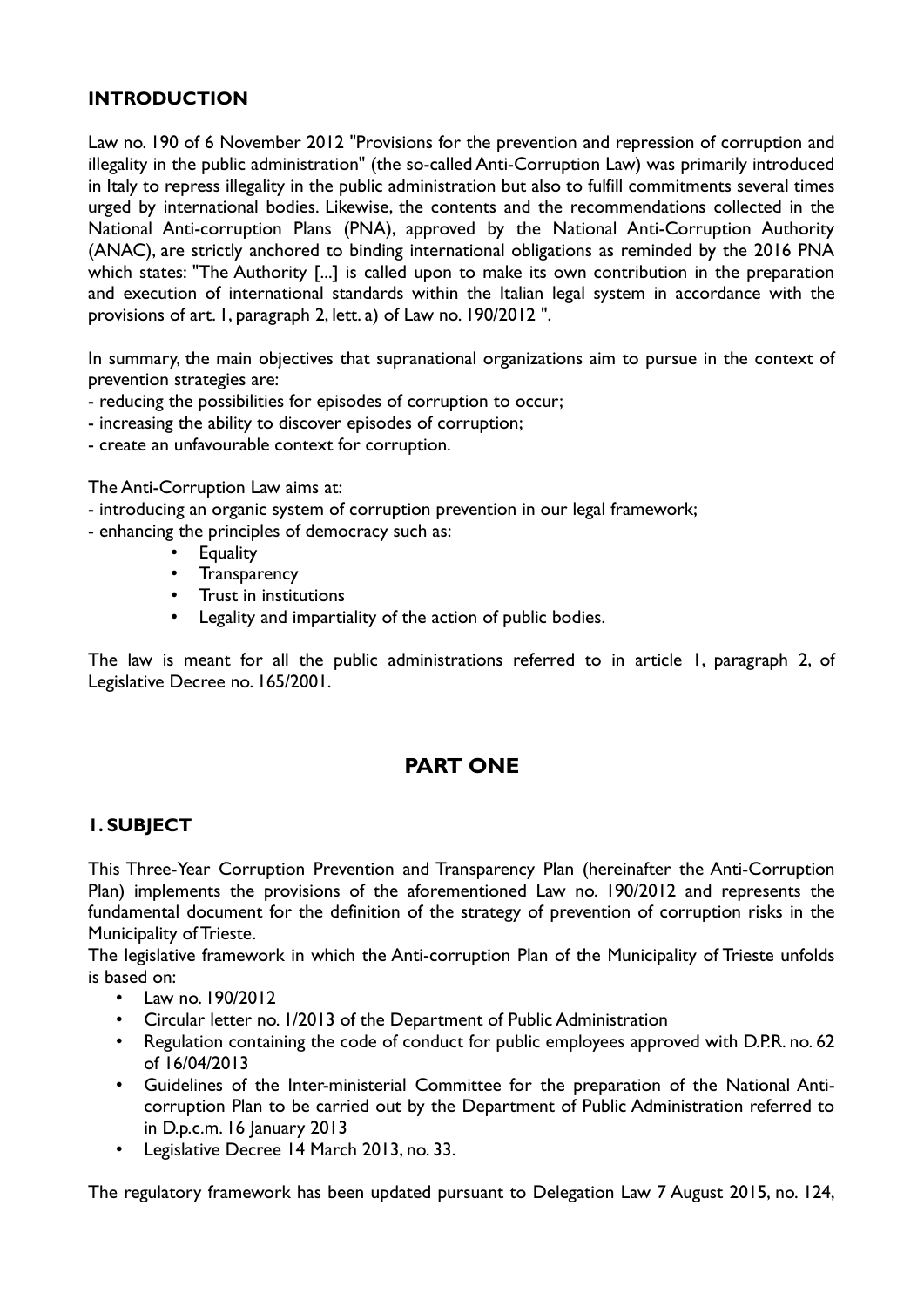## INTRODUCTION

Law no. 190 of 6 November 2012 "Provisions for the prevention and repression of corruption and illegality in the public administration" (the so-called Anti-Corruption Law) was primarily introduced in Italy to repress illegality in the public administration but also to fulfill commitments several times urged by international bodies. Likewise, the contents and the recommendations collected in the National Anti-corruption Plans (PNA), approved by the National Anti-Corruption Authority (ANAC), are strictly anchored to binding international obligations as reminded by the 2016 PNA which states: "The Authority [...] is called upon to make its own contribution in the preparation and execution of international standards within the Italian legal system in accordance with the provisions of art. 1, paragraph 2, lett. a) of Law no. 190/2012 ".

In summary, the main objectives that supranational organizations aim to pursue in the context of prevention strategies are:
- reducing the possibilities for episodes of corruption to occur;
- increasing the ability to discover episodes of corruption;
- create an unfavourable context for corruption.

The Anti-Corruption Law aims at:
- introducing an organic system of corruption prevention in our legal framework;
- enhancing the principles of democracy such as:
    - Equality
    - Transparency
    - Trust in institutions
    - Legality and impartiality of the action of public bodies.

The law is meant for all the public administrations referred to in article 1, paragraph 2, of Legislative Decree no. 165/2001.

# PART ONE

## 1. SUBJECT

This Three-Year Corruption Prevention and Transparency Plan (hereinafter the Anti-Corruption Plan) implements the provisions of the aforementioned Law no. 190/2012 and represents the fundamental document for the definition of the strategy of prevention of corruption risks in the Municipality of Trieste.
The legislative framework in which the Anti-corruption Plan of the Municipality of Trieste unfolds is based on:

- Law no. 190/2012
- Circular letter no. 1/2013 of the Department of Public Administration
- Regulation containing the code of conduct for public employees approved with D.P.R. no. 62 of 16/04/2013
- Guidelines of the Inter-ministerial Committee for the preparation of the National Anti-corruption Plan to be carried out by the Department of Public Administration referred to in D.p.c.m. 16 January 2013
- Legislative Decree 14 March 2013, no. 33.

The regulatory framework has been updated pursuant to Delegation Law 7 August 2015, no. 124,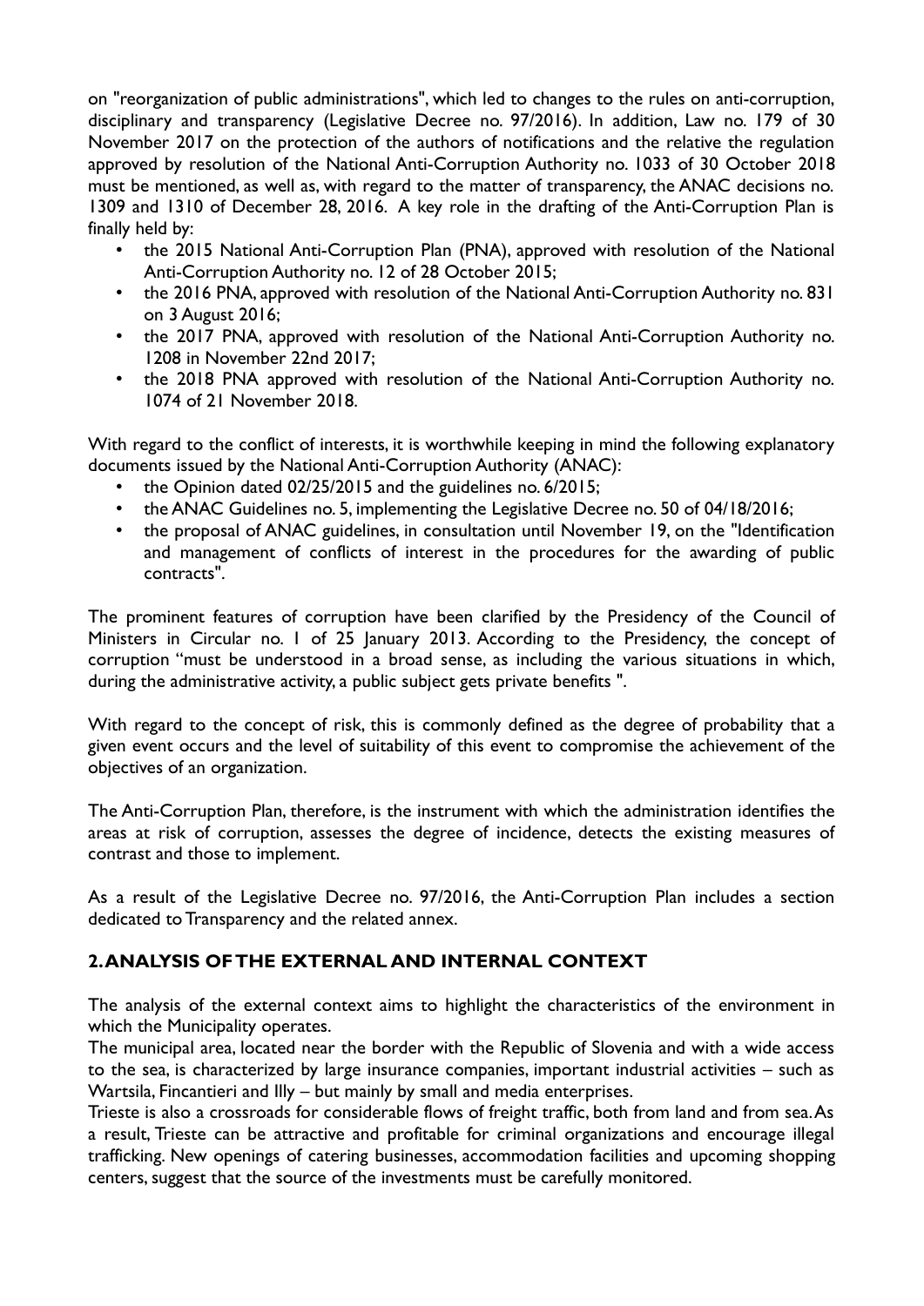on "reorganization of public administrations", which led to changes to the rules on anti-corruption, disciplinary and transparency (Legislative Decree no. 97/2016). In addition, Law no. 179 of 30 November 2017 on the protection of the authors of notifications and the relative the regulation approved by resolution of the National Anti-Corruption Authority no. 1033 of 30 October 2018 must be mentioned, as well as, with regard to the matter of transparency, the ANAC decisions no. 1309 and 1310 of December 28, 2016. A key role in the drafting of the Anti-Corruption Plan is finally held by:

- the 2015 National Anti-Corruption Plan (PNA), approved with resolution of the National Anti-Corruption Authority no. 12 of 28 October 2015;
- the 2016 PNA, approved with resolution of the National Anti-Corruption Authority no. 831 on 3 August 2016;
- the 2017 PNA, approved with resolution of the National Anti-Corruption Authority no. 1208 in November 22nd 2017;
- the 2018 PNA approved with resolution of the National Anti-Corruption Authority no. 1074 of 21 November 2018.

With regard to the conflict of interests, it is worthwhile keeping in mind the following explanatory documents issued by the National Anti-Corruption Authority (ANAC):

- the Opinion dated 02/25/2015 and the guidelines no. 6/2015;
- the ANAC Guidelines no. 5, implementing the Legislative Decree no. 50 of 04/18/2016;
- the proposal of ANAC guidelines, in consultation until November 19, on the "Identification and management of conflicts of interest in the procedures for the awarding of public contracts".

The prominent features of corruption have been clarified by the Presidency of the Council of Ministers in Circular no. 1 of 25 January 2013. According to the Presidency, the concept of corruption "must be understood in a broad sense, as including the various situations in which, during the administrative activity, a public subject gets private benefits ".

With regard to the concept of risk, this is commonly defined as the degree of probability that a given event occurs and the level of suitability of this event to compromise the achievement of the objectives of an organization.

The Anti-Corruption Plan, therefore, is the instrument with which the administration identifies the areas at risk of corruption, assesses the degree of incidence, detects the existing measures of contrast and those to implement.

As a result of the Legislative Decree no. 97/2016, the Anti-Corruption Plan includes a section dedicated to Transparency and the related annex.

## 2. ANALYSIS OF THE EXTERNAL AND INTERNAL CONTEXT

The analysis of the external context aims to highlight the characteristics of the environment in which the Municipality operates.

The municipal area, located near the border with the Republic of Slovenia and with a wide access to the sea, is characterized by large insurance companies, important industrial activities – such as Wartsila, Fincantieri and Illy – but mainly by small and media enterprises.

Trieste is also a crossroads for considerable flows of freight traffic, both from land and from sea. As a result, Trieste can be attractive and profitable for criminal organizations and encourage illegal trafficking. New openings of catering businesses, accommodation facilities and upcoming shopping centers, suggest that the source of the investments must be carefully monitored.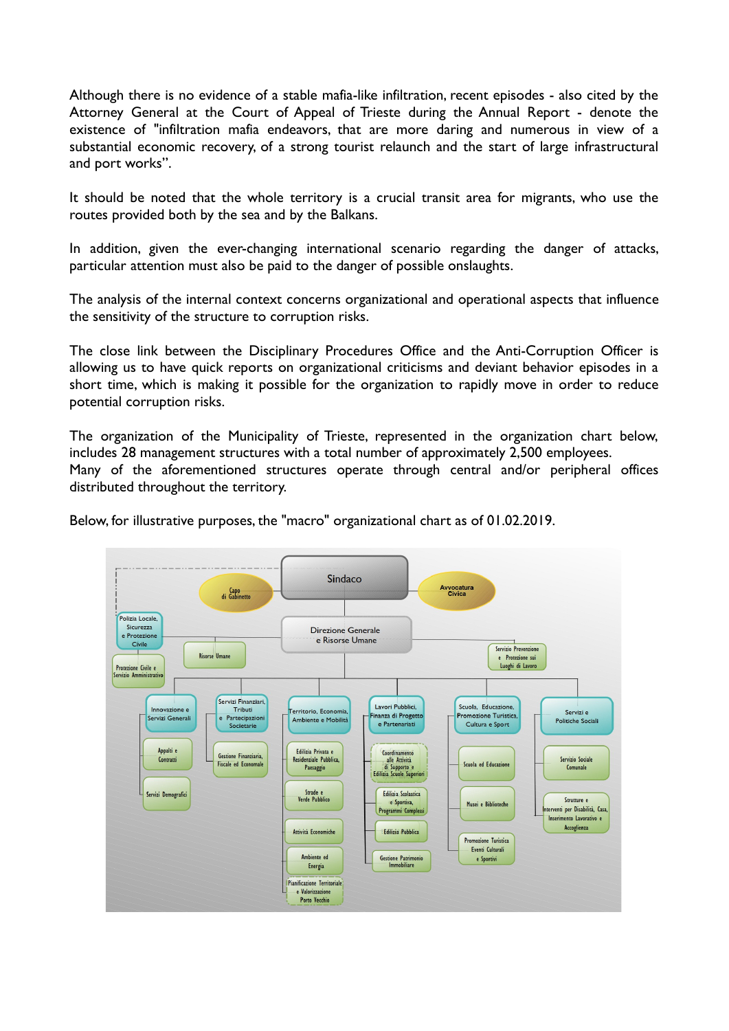Although there is no evidence of a stable mafia-like infiltration, recent episodes - also cited by the Attorney General at the Court of Appeal of Trieste during the Annual Report - denote the existence of "infiltration mafia endeavors, that are more daring and numerous in view of a substantial economic recovery, of a strong tourist relaunch and the start of large infrastructural and port works".

It should be noted that the whole territory is a crucial transit area for migrants, who use the routes provided both by the sea and by the Balkans.

In addition, given the ever-changing international scenario regarding the danger of attacks, particular attention must also be paid to the danger of possible onslaughts.

The analysis of the internal context concerns organizational and operational aspects that influence the sensitivity of the structure to corruption risks.

The close link between the Disciplinary Procedures Office and the Anti-Corruption Officer is allowing us to have quick reports on organizational criticisms and deviant behavior episodes in a short time, which is making it possible for the organization to rapidly move in order to reduce potential corruption risks.

The organization of the Municipality of Trieste, represented in the organization chart below, includes 28 management structures with a total number of approximately 2,500 employees.
Many of the aforementioned structures operate through central and/or peripheral offices distributed throughout the territory.

Below, for illustrative purposes, the "macro" organizational chart as of 01.02.2019.

- Sindaco
  - Capo di Gabinetto
  - Avvocatura Civica
  - Polizia Locale, Sicurezza e Protezione Civile
    - Protezione Civile e Servizio Amministrativo
  - Direzione Generale e Risorse Umane
    - Risorse Umane
    - Servizio Prevenzione e Protezione sui Luoghi di Lavoro
    - Innovazione e Servizi Generali
      - Appalti e Contratti
      - Servizi Demografici
    - Servizi Finanziari, Tributi e Partecipazioni Societarie
      - Gestione Finanziaria, Fiscale ed Economale
    - Territorio, Economia, Ambiente e Mobilità
      - Edilizia Privata e Residenziale Pubblica, Paesaggio
      - Strade e Verde Pubblico
      - Attività Economiche
      - Ambiente ed Energia
      - Pianificazione Territoriale e Valorizzazione Porto Vecchio
    - Lavori Pubblici, Finanza di Progetto e Partenariati
      - Coordinamento alle Attività di Supporto e Edilizia Scuole Superiori
      - Edilizia Scolastica e Sportiva, Programmi Complessi
      - Edilizia Pubblica
      - Gestione Patrimonio Immobiliare
    - Scuola, Educazione, Promozione Turistica, Cultura e Sport
      - Scuola ed Educazione
      - Musei e Biblioteche
      - Promozione Turistica Eventi Culturali e Sportivi
    - Servizi e Politiche Sociali
      - Servizio Sociale Comunale
      - Strutture e Interventi per Disabilità, Casa, Inserimento Lavorativo e Accoglienza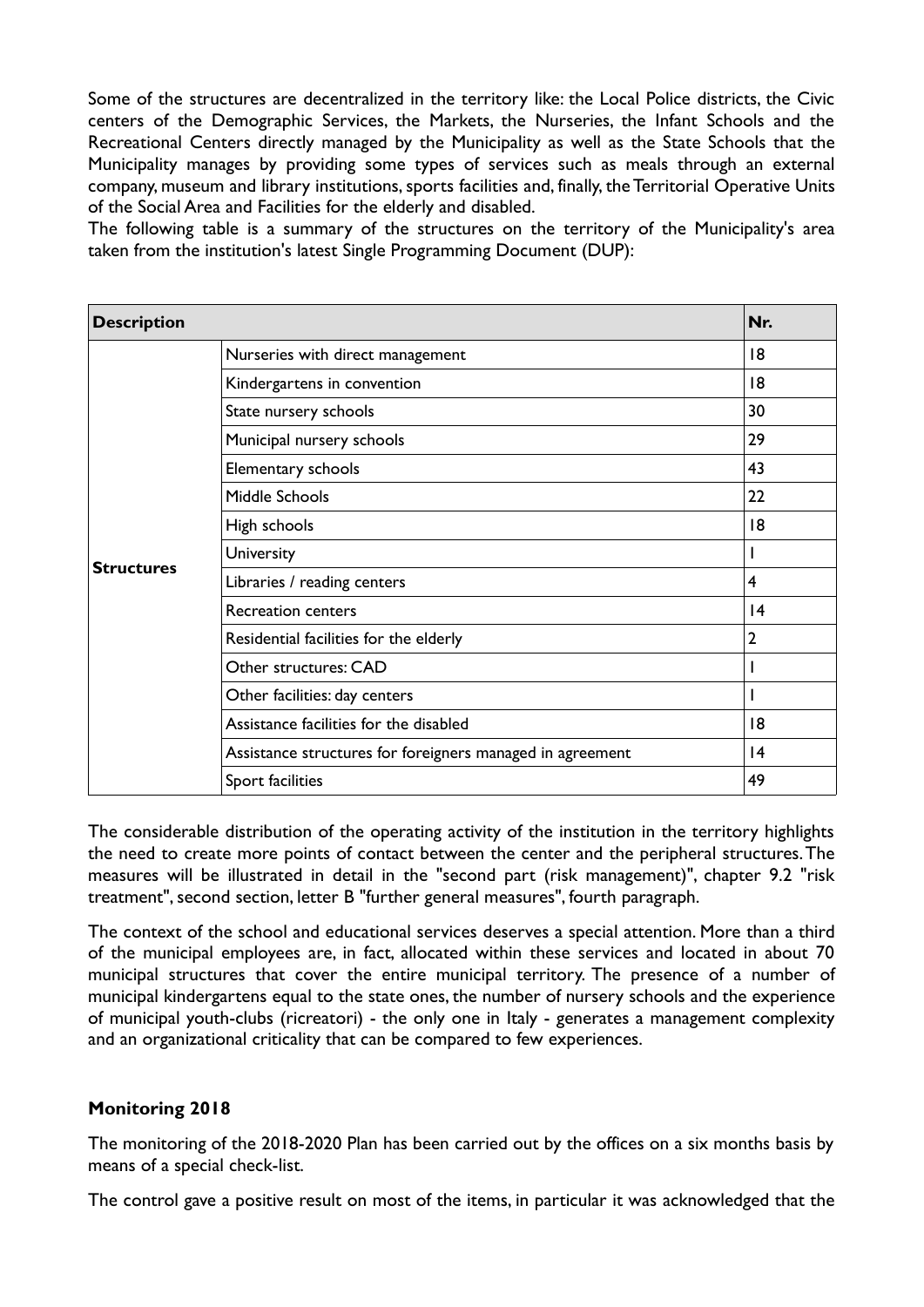Some of the structures are decentralized in the territory like: the Local Police districts, the Civic centers of the Demographic Services, the Markets, the Nurseries, the Infant Schools and the Recreational Centers directly managed by the Municipality as well as the State Schools that the Municipality manages by providing some types of services such as meals through an external company, museum and library institutions, sports facilities and, finally, the Territorial Operative Units of the Social Area and Facilities for the elderly and disabled.

The following table is a summary of the structures on the territory of the Municipality's area taken from the institution's latest Single Programming Document (DUP):

| **Description** | | **Nr.** |
|---|---|---|
| **Structures** | Nurseries with direct management | 18 |
| | Kindergartens in convention | 18 |
| | State nursery schools | 30 |
| | Municipal nursery schools | 29 |
| | Elementary schools | 43 |
| | Middle Schools | 22 |
| | High schools | 18 |
| | University | 1 |
| | Libraries / reading centers | 4 |
| | Recreation centers | 14 |
| | Residential facilities for the elderly | 2 |
| | Other structures: CAD | 1 |
| | Other facilities: day centers | 1 |
| | Assistance facilities for the disabled | 18 |
| | Assistance structures for foreigners managed in agreement | 14 |
| | Sport facilities | 49 |

The considerable distribution of the operating activity of the institution in the territory highlights the need to create more points of contact between the center and the peripheral structures. The measures will be illustrated in detail in the "second part (risk management)", chapter 9.2 "risk treatment", second section, letter B "further general measures", fourth paragraph.

The context of the school and educational services deserves a special attention. More than a third of the municipal employees are, in fact, allocated within these services and located in about 70 municipal structures that cover the entire municipal territory. The presence of a number of municipal kindergartens equal to the state ones, the number of nursery schools and the experience of municipal youth-clubs (ricreatori) - the only one in Italy - generates a management complexity and an organizational criticality that can be compared to few experiences.

### Monitoring 2018

The monitoring of the 2018-2020 Plan has been carried out by the offices on a six months basis by means of a special check-list.

The control gave a positive result on most of the items, in particular it was acknowledged that the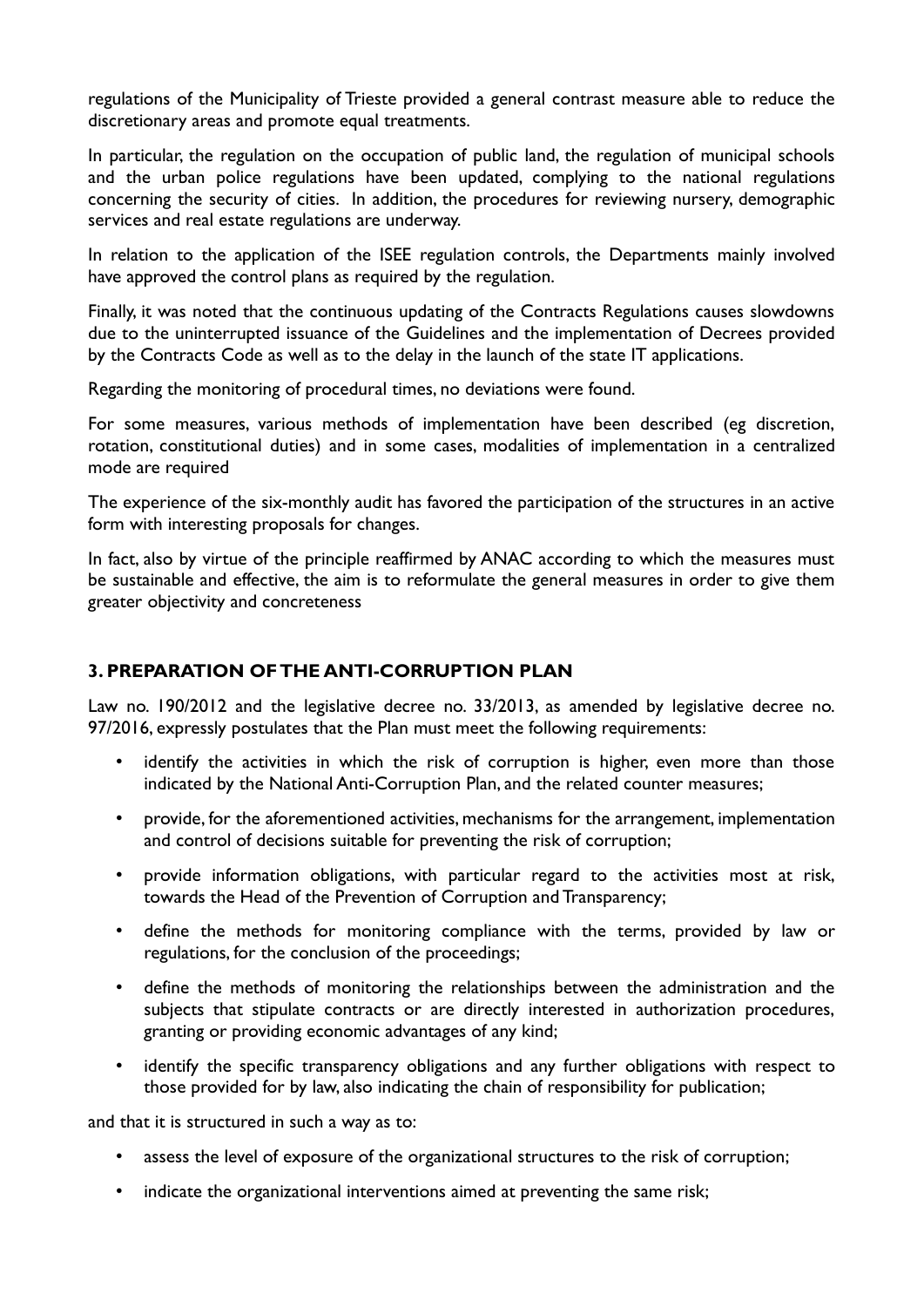regulations of the Municipality of Trieste provided a general contrast measure able to reduce the discretionary areas and promote equal treatments.

In particular, the regulation on the occupation of public land, the regulation of municipal schools and the urban police regulations have been updated, complying to the national regulations concerning the security of cities. In addition, the procedures for reviewing nursery, demographic services and real estate regulations are underway.

In relation to the application of the ISEE regulation controls, the Departments mainly involved have approved the control plans as required by the regulation.

Finally, it was noted that the continuous updating of the Contracts Regulations causes slowdowns due to the uninterrupted issuance of the Guidelines and the implementation of Decrees provided by the Contracts Code as well as to the delay in the launch of the state IT applications.

Regarding the monitoring of procedural times, no deviations were found.

For some measures, various methods of implementation have been described (eg discretion, rotation, constitutional duties) and in some cases, modalities of implementation in a centralized mode are required

The experience of the six-monthly audit has favored the participation of the structures in an active form with interesting proposals for changes.

In fact, also by virtue of the principle reaffirmed by ANAC according to which the measures must be sustainable and effective, the aim is to reformulate the general measures in order to give them greater objectivity and concreteness

## 3. PREPARATION OF THE ANTI-CORRUPTION PLAN

Law no. 190/2012 and the legislative decree no. 33/2013, as amended by legislative decree no. 97/2016, expressly postulates that the Plan must meet the following requirements:

- identify the activities in which the risk of corruption is higher, even more than those indicated by the National Anti-Corruption Plan, and the related counter measures;
- provide, for the aforementioned activities, mechanisms for the arrangement, implementation and control of decisions suitable for preventing the risk of corruption;
- provide information obligations, with particular regard to the activities most at risk, towards the Head of the Prevention of Corruption and Transparency;
- define the methods for monitoring compliance with the terms, provided by law or regulations, for the conclusion of the proceedings;
- define the methods of monitoring the relationships between the administration and the subjects that stipulate contracts or are directly interested in authorization procedures, granting or providing economic advantages of any kind;
- identify the specific transparency obligations and any further obligations with respect to those provided for by law, also indicating the chain of responsibility for publication;

and that it is structured in such a way as to:

- assess the level of exposure of the organizational structures to the risk of corruption;
- indicate the organizational interventions aimed at preventing the same risk;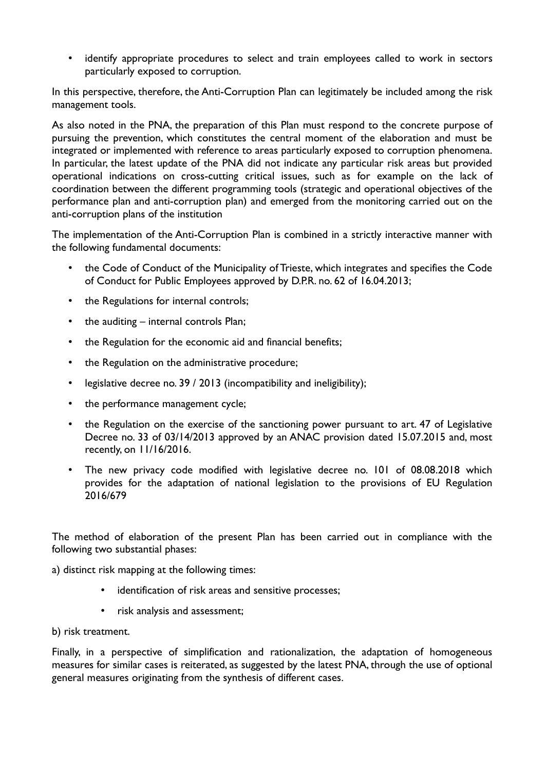- identify appropriate procedures to select and train employees called to work in sectors particularly exposed to corruption.

In this perspective, therefore, the Anti-Corruption Plan can legitimately be included among the risk management tools.

As also noted in the PNA, the preparation of this Plan must respond to the concrete purpose of pursuing the prevention, which constitutes the central moment of the elaboration and must be integrated or implemented with reference to areas particularly exposed to corruption phenomena. In particular, the latest update of the PNA did not indicate any particular risk areas but provided operational indications on cross-cutting critical issues, such as for example on the lack of coordination between the different programming tools (strategic and operational objectives of the performance plan and anti-corruption plan) and emerged from the monitoring carried out on the anti-corruption plans of the institution

The implementation of the Anti-Corruption Plan is combined in a strictly interactive manner with the following fundamental documents:

- the Code of Conduct of the Municipality of Trieste, which integrates and specifies the Code of Conduct for Public Employees approved by D.P.R. no. 62 of 16.04.2013;
- the Regulations for internal controls;
- the auditing – internal controls Plan;
- the Regulation for the economic aid and financial benefits;
- the Regulation on the administrative procedure;
- legislative decree no. 39 / 2013 (incompatibility and ineligibility);
- the performance management cycle;
- the Regulation on the exercise of the sanctioning power pursuant to art. 47 of Legislative Decree no. 33 of 03/14/2013 approved by an ANAC provision dated 15.07.2015 and, most recently, on 11/16/2016.
- The new privacy code modified with legislative decree no. 101 of 08.08.2018 which provides for the adaptation of national legislation to the provisions of EU Regulation 2016/679

The method of elaboration of the present Plan has been carried out in compliance with the following two substantial phases:

a) distinct risk mapping at the following times:

- identification of risk areas and sensitive processes;
- risk analysis and assessment;

b) risk treatment.

Finally, in a perspective of simplification and rationalization, the adaptation of homogeneous measures for similar cases is reiterated, as suggested by the latest PNA, through the use of optional general measures originating from the synthesis of different cases.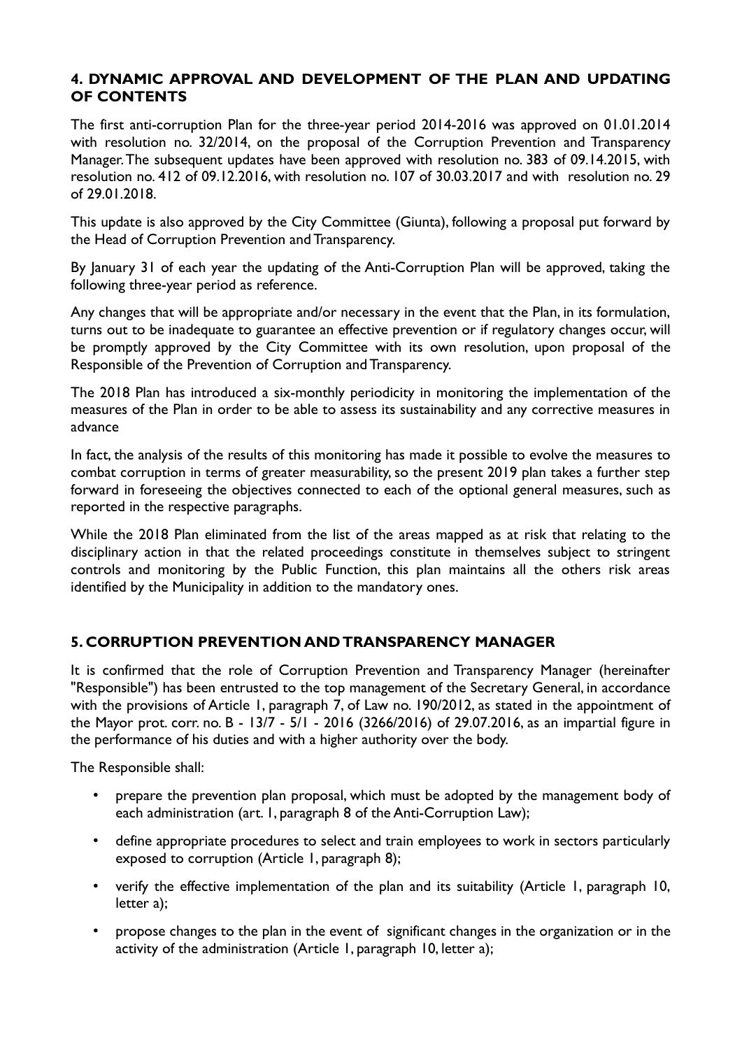## 4. DYNAMIC APPROVAL AND DEVELOPMENT OF THE PLAN AND UPDATING OF CONTENTS

The first anti-corruption Plan for the three-year period 2014-2016 was approved on 01.01.2014 with resolution no. 32/2014, on the proposal of the Corruption Prevention and Transparency Manager. The subsequent updates have been approved with resolution no. 383 of 09.14.2015, with resolution no. 412 of 09.12.2016, with resolution no. 107 of 30.03.2017 and with resolution no. 29 of 29.01.2018.

This update is also approved by the City Committee (Giunta), following a proposal put forward by the Head of Corruption Prevention and Transparency.

By January 31 of each year the updating of the Anti-Corruption Plan will be approved, taking the following three-year period as reference.

Any changes that will be appropriate and/or necessary in the event that the Plan, in its formulation, turns out to be inadequate to guarantee an effective prevention or if regulatory changes occur, will be promptly approved by the City Committee with its own resolution, upon proposal of the Responsible of the Prevention of Corruption and Transparency.

The 2018 Plan has introduced a six-monthly periodicity in monitoring the implementation of the measures of the Plan in order to be able to assess its sustainability and any corrective measures in advance

In fact, the analysis of the results of this monitoring has made it possible to evolve the measures to combat corruption in terms of greater measurability, so the present 2019 plan takes a further step forward in foreseeing the objectives connected to each of the optional general measures, such as reported in the respective paragraphs.

While the 2018 Plan eliminated from the list of the areas mapped as at risk that relating to the disciplinary action in that the related proceedings constitute in themselves subject to stringent controls and monitoring by the Public Function, this plan maintains all the others risk areas identified by the Municipality in addition to the mandatory ones.

## 5. CORRUPTION PREVENTION AND TRANSPARENCY MANAGER

It is confirmed that the role of Corruption Prevention and Transparency Manager (hereinafter "Responsible") has been entrusted to the top management of the Secretary General, in accordance with the provisions of Article 1, paragraph 7, of Law no. 190/2012, as stated in the appointment of the Mayor prot. corr. no. B - 13/7 - 5/1 - 2016 (3266/2016) of 29.07.2016, as an impartial figure in the performance of his duties and with a higher authority over the body.

The Responsible shall:

- prepare the prevention plan proposal, which must be adopted by the management body of each administration (art. 1, paragraph 8 of the Anti-Corruption Law);
- define appropriate procedures to select and train employees to work in sectors particularly exposed to corruption (Article 1, paragraph 8);
- verify the effective implementation of the plan and its suitability (Article 1, paragraph 10, letter a);
- propose changes to the plan in the event of significant changes in the organization or in the activity of the administration (Article 1, paragraph 10, letter a);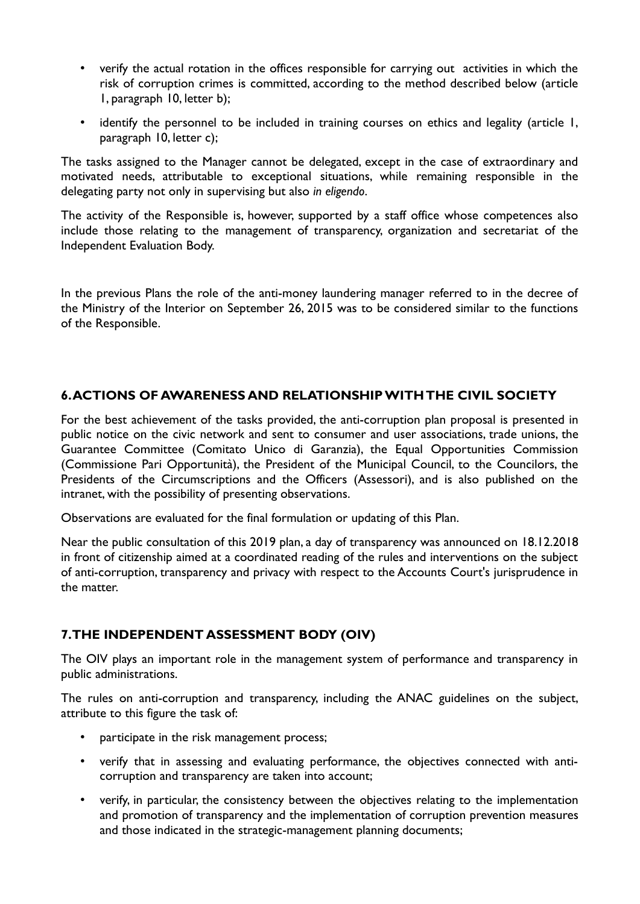- verify the actual rotation in the offices responsible for carrying out activities in which the risk of corruption crimes is committed, according to the method described below (article 1, paragraph 10, letter b);
- identify the personnel to be included in training courses on ethics and legality (article 1, paragraph 10, letter c);

The tasks assigned to the Manager cannot be delegated, except in the case of extraordinary and motivated needs, attributable to exceptional situations, while remaining responsible in the delegating party not only in supervising but also *in eligendo*.

The activity of the Responsible is, however, supported by a staff office whose competences also include those relating to the management of transparency, organization and secretariat of the Independent Evaluation Body.

In the previous Plans the role of the anti-money laundering manager referred to in the decree of the Ministry of the Interior on September 26, 2015 was to be considered similar to the functions of the Responsible.

## 6. ACTIONS OF AWARENESS AND RELATIONSHIP WITH THE CIVIL SOCIETY

For the best achievement of the tasks provided, the anti-corruption plan proposal is presented in public notice on the civic network and sent to consumer and user associations, trade unions, the Guarantee Committee (Comitato Unico di Garanzia), the Equal Opportunities Commission (Commissione Pari Opportunità), the President of the Municipal Council, to the Councilors, the Presidents of the Circumscriptions and the Officers (Assessori), and is also published on the intranet, with the possibility of presenting observations.

Observations are evaluated for the final formulation or updating of this Plan.

Near the public consultation of this 2019 plan, a day of transparency was announced on 18.12.2018 in front of citizenship aimed at a coordinated reading of the rules and interventions on the subject of anti-corruption, transparency and privacy with respect to the Accounts Court's jurisprudence in the matter.

## 7. THE INDEPENDENT ASSESSMENT BODY (OIV)

The OIV plays an important role in the management system of performance and transparency in public administrations.

The rules on anti-corruption and transparency, including the ANAC guidelines on the subject, attribute to this figure the task of:

- participate in the risk management process;
- verify that in assessing and evaluating performance, the objectives connected with anti-corruption and transparency are taken into account;
- verify, in particular, the consistency between the objectives relating to the implementation and promotion of transparency and the implementation of corruption prevention measures and those indicated in the strategic-management planning documents;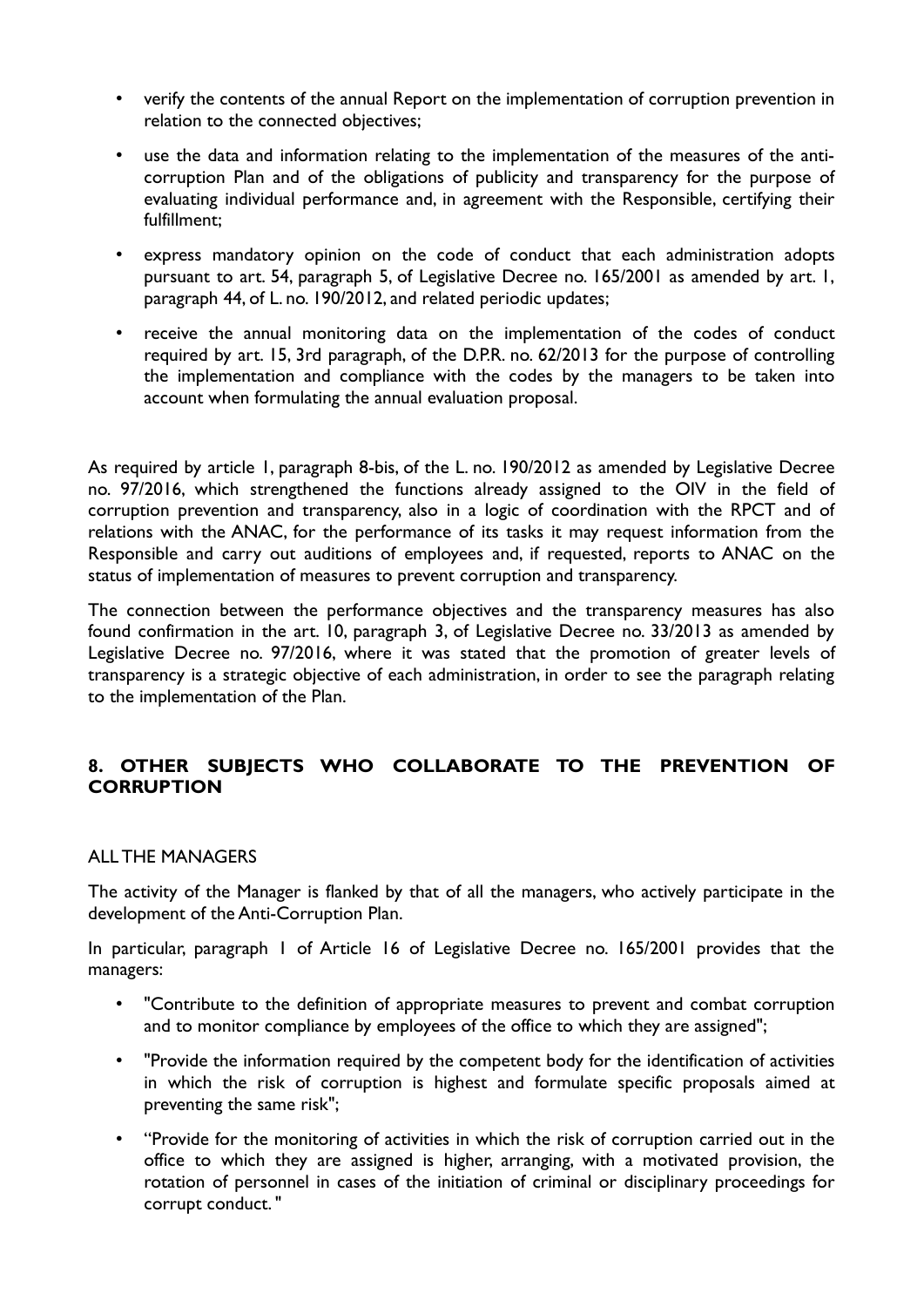- verify the contents of the annual Report on the implementation of corruption prevention in relation to the connected objectives;
- use the data and information relating to the implementation of the measures of the anti-corruption Plan and of the obligations of publicity and transparency for the purpose of evaluating individual performance and, in agreement with the Responsible, certifying their fulfillment;
- express mandatory opinion on the code of conduct that each administration adopts pursuant to art. 54, paragraph 5, of Legislative Decree no. 165/2001 as amended by art. 1, paragraph 44, of L. no. 190/2012, and related periodic updates;
- receive the annual monitoring data on the implementation of the codes of conduct required by art. 15, 3rd paragraph, of the D.P.R. no. 62/2013 for the purpose of controlling the implementation and compliance with the codes by the managers to be taken into account when formulating the annual evaluation proposal.

As required by article 1, paragraph 8-bis, of the L. no. 190/2012 as amended by Legislative Decree no. 97/2016, which strengthened the functions already assigned to the OIV in the field of corruption prevention and transparency, also in a logic of coordination with the RPCT and of relations with the ANAC, for the performance of its tasks it may request information from the Responsible and carry out auditions of employees and, if requested, reports to ANAC on the status of implementation of measures to prevent corruption and transparency.

The connection between the performance objectives and the transparency measures has also found confirmation in the art. 10, paragraph 3, of Legislative Decree no. 33/2013 as amended by Legislative Decree no. 97/2016, where it was stated that the promotion of greater levels of transparency is a strategic objective of each administration, in order to see the paragraph relating to the implementation of the Plan.

## 8. OTHER SUBJECTS WHO COLLABORATE TO THE PREVENTION OF CORRUPTION

ALL THE MANAGERS

The activity of the Manager is flanked by that of all the managers, who actively participate in the development of the Anti-Corruption Plan.

In particular, paragraph 1 of Article 16 of Legislative Decree no. 165/2001 provides that the managers:

- "Contribute to the definition of appropriate measures to prevent and combat corruption and to monitor compliance by employees of the office to which they are assigned";
- "Provide the information required by the competent body for the identification of activities in which the risk of corruption is highest and formulate specific proposals aimed at preventing the same risk";
- "Provide for the monitoring of activities in which the risk of corruption carried out in the office to which they are assigned is higher, arranging, with a motivated provision, the rotation of personnel in cases of the initiation of criminal or disciplinary proceedings for corrupt conduct. "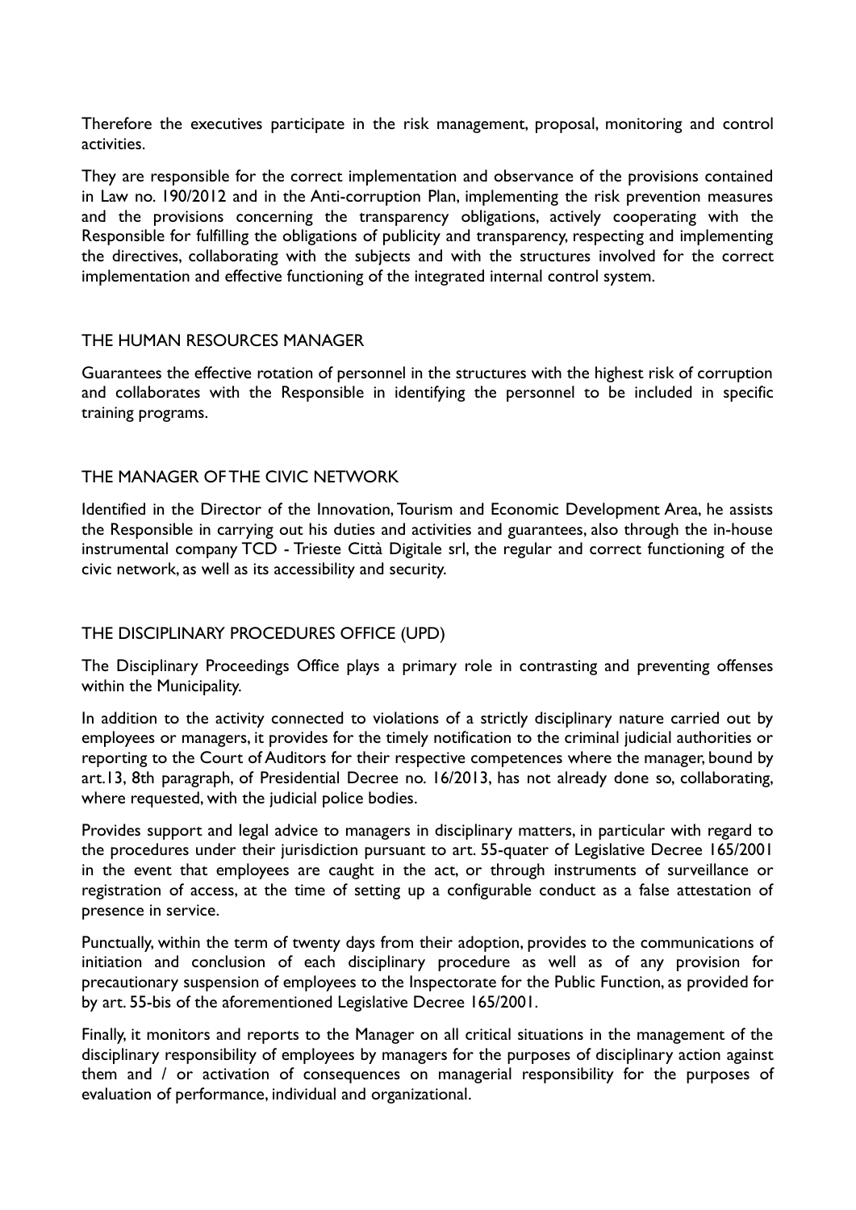Therefore the executives participate in the risk management, proposal, monitoring and control activities.

They are responsible for the correct implementation and observance of the provisions contained in Law no. 190/2012 and in the Anti-corruption Plan, implementing the risk prevention measures and the provisions concerning the transparency obligations, actively cooperating with the Responsible for fulfilling the obligations of publicity and transparency, respecting and implementing the directives, collaborating with the subjects and with the structures involved for the correct implementation and effective functioning of the integrated internal control system.

## THE HUMAN RESOURCES MANAGER

Guarantees the effective rotation of personnel in the structures with the highest risk of corruption and collaborates with the Responsible in identifying the personnel to be included in specific training programs.

## THE MANAGER OF THE CIVIC NETWORK

Identified in the Director of the Innovation, Tourism and Economic Development Area, he assists the Responsible in carrying out his duties and activities and guarantees, also through the in-house instrumental company TCD - Trieste Città Digitale srl, the regular and correct functioning of the civic network, as well as its accessibility and security.

## THE DISCIPLINARY PROCEDURES OFFICE (UPD)

The Disciplinary Proceedings Office plays a primary role in contrasting and preventing offenses within the Municipality.

In addition to the activity connected to violations of a strictly disciplinary nature carried out by employees or managers, it provides for the timely notification to the criminal judicial authorities or reporting to the Court of Auditors for their respective competences where the manager, bound by art.13, 8th paragraph, of Presidential Decree no. 16/2013, has not already done so, collaborating, where requested, with the judicial police bodies.

Provides support and legal advice to managers in disciplinary matters, in particular with regard to the procedures under their jurisdiction pursuant to art. 55-quater of Legislative Decree 165/2001 in the event that employees are caught in the act, or through instruments of surveillance or registration of access, at the time of setting up a configurable conduct as a false attestation of presence in service.

Punctually, within the term of twenty days from their adoption, provides to the communications of initiation and conclusion of each disciplinary procedure as well as of any provision for precautionary suspension of employees to the Inspectorate for the Public Function, as provided for by art. 55-bis of the aforementioned Legislative Decree 165/2001.

Finally, it monitors and reports to the Manager on all critical situations in the management of the disciplinary responsibility of employees by managers for the purposes of disciplinary action against them and / or activation of consequences on managerial responsibility for the purposes of evaluation of performance, individual and organizational.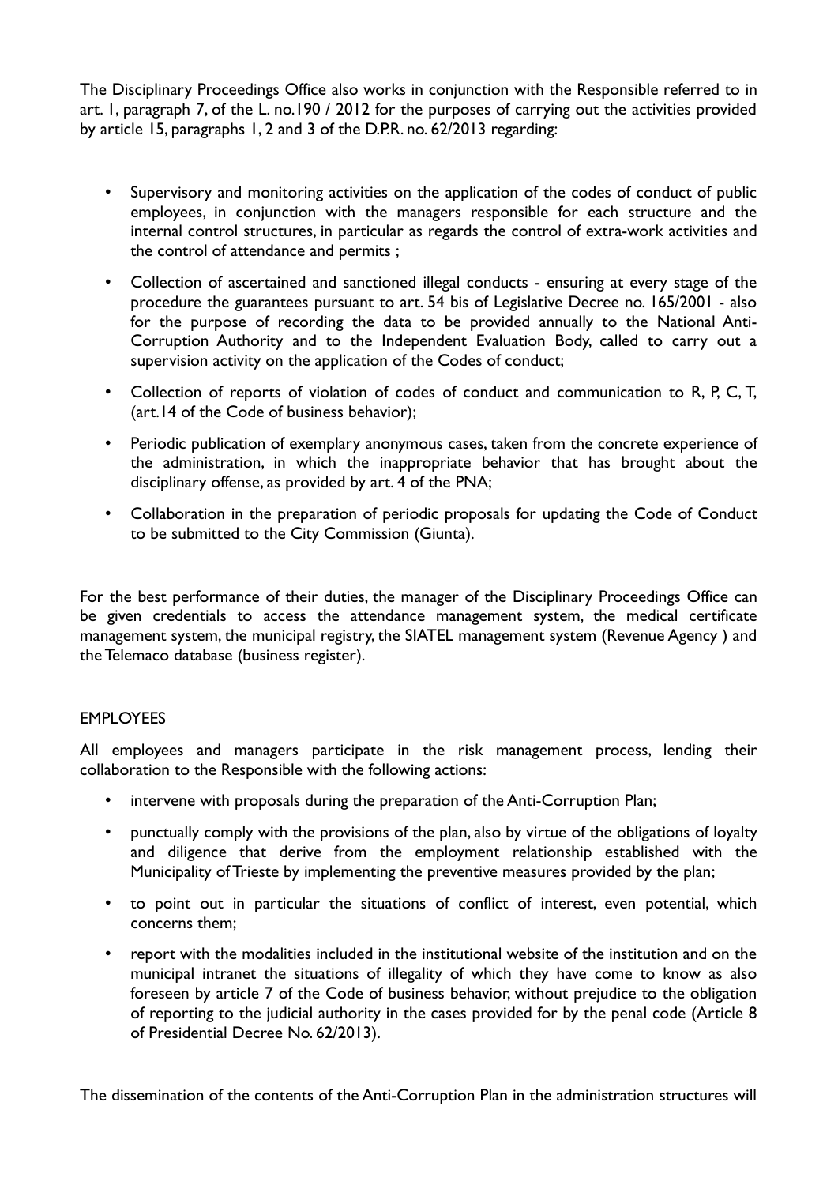The Disciplinary Proceedings Office also works in conjunction with the Responsible referred to in art. 1, paragraph 7, of the L. no.190 / 2012 for the purposes of carrying out the activities provided by article 15, paragraphs 1, 2 and 3 of the D.P.R. no. 62/2013 regarding:

- Supervisory and monitoring activities on the application of the codes of conduct of public employees, in conjunction with the managers responsible for each structure and the internal control structures, in particular as regards the control of extra-work activities and the control of attendance and permits ;
- Collection of ascertained and sanctioned illegal conducts - ensuring at every stage of the procedure the guarantees pursuant to art. 54 bis of Legislative Decree no. 165/2001 - also for the purpose of recording the data to be provided annually to the National Anti-Corruption Authority and to the Independent Evaluation Body, called to carry out a supervision activity on the application of the Codes of conduct;
- Collection of reports of violation of codes of conduct and communication to R, P, C, T, (art.14 of the Code of business behavior);
- Periodic publication of exemplary anonymous cases, taken from the concrete experience of the administration, in which the inappropriate behavior that has brought about the disciplinary offense, as provided by art. 4 of the PNA;
- Collaboration in the preparation of periodic proposals for updating the Code of Conduct to be submitted to the City Commission (Giunta).

For the best performance of their duties, the manager of the Disciplinary Proceedings Office can be given credentials to access the attendance management system, the medical certificate management system, the municipal registry, the SIATEL management system (Revenue Agency ) and the Telemaco database (business register).

## EMPLOYEES

All employees and managers participate in the risk management process, lending their collaboration to the Responsible with the following actions:

- intervene with proposals during the preparation of the Anti-Corruption Plan;
- punctually comply with the provisions of the plan, also by virtue of the obligations of loyalty and diligence that derive from the employment relationship established with the Municipality of Trieste by implementing the preventive measures provided by the plan;
- to point out in particular the situations of conflict of interest, even potential, which concerns them;
- report with the modalities included in the institutional website of the institution and on the municipal intranet the situations of illegality of which they have come to know as also foreseen by article 7 of the Code of business behavior, without prejudice to the obligation of reporting to the judicial authority in the cases provided for by the penal code (Article 8 of Presidential Decree No. 62/2013).

The dissemination of the contents of the Anti-Corruption Plan in the administration structures will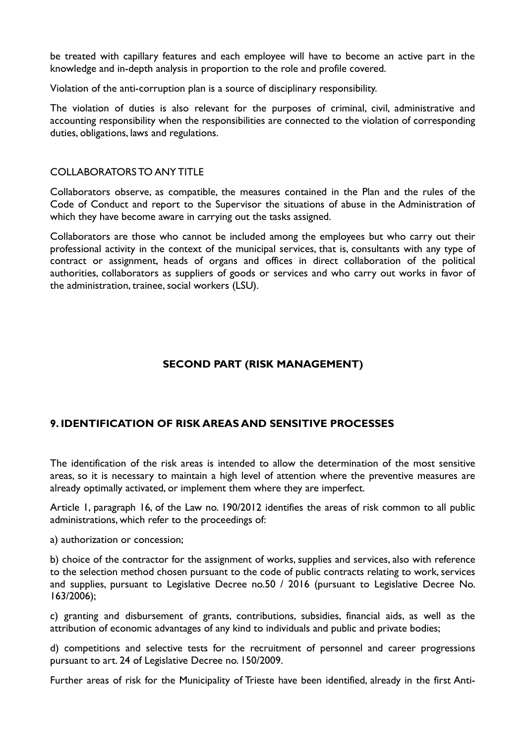be treated with capillary features and each employee will have to become an active part in the knowledge and in-depth analysis in proportion to the role and profile covered.

Violation of the anti-corruption plan is a source of disciplinary responsibility.

The violation of duties is also relevant for the purposes of criminal, civil, administrative and accounting responsibility when the responsibilities are connected to the violation of corresponding duties, obligations, laws and regulations.

COLLABORATORS TO ANY TITLE

Collaborators observe, as compatible, the measures contained in the Plan and the rules of the Code of Conduct and report to the Supervisor the situations of abuse in the Administration of which they have become aware in carrying out the tasks assigned.

Collaborators are those who cannot be included among the employees but who carry out their professional activity in the context of the municipal services, that is, consultants with any type of contract or assignment, heads of organs and offices in direct collaboration of the political authorities, collaborators as suppliers of goods or services and who carry out works in favor of the administration, trainee, social workers (LSU).

## SECOND PART (RISK MANAGEMENT)

## 9. IDENTIFICATION OF RISK AREAS AND SENSITIVE PROCESSES

The identification of the risk areas is intended to allow the determination of the most sensitive areas, so it is necessary to maintain a high level of attention where the preventive measures are already optimally activated, or implement them where they are imperfect.

Article 1, paragraph 16, of the Law no. 190/2012 identifies the areas of risk common to all public administrations, which refer to the proceedings of:

a) authorization or concession;

b) choice of the contractor for the assignment of works, supplies and services, also with reference to the selection method chosen pursuant to the code of public contracts relating to work, services and supplies, pursuant to Legislative Decree no.50 / 2016 (pursuant to Legislative Decree No. 163/2006);

c) granting and disbursement of grants, contributions, subsidies, financial aids, as well as the attribution of economic advantages of any kind to individuals and public and private bodies;

d) competitions and selective tests for the recruitment of personnel and career progressions pursuant to art. 24 of Legislative Decree no. 150/2009.

Further areas of risk for the Municipality of Trieste have been identified, already in the first Anti-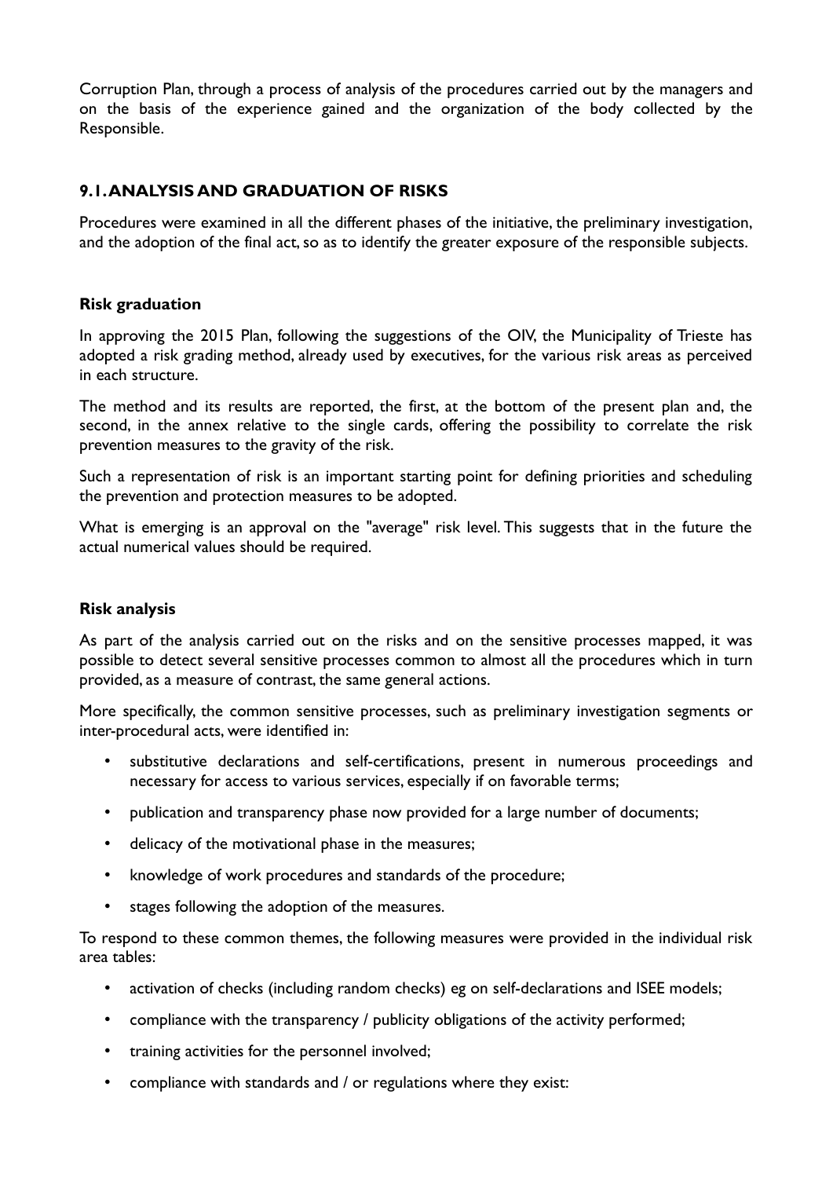Corruption Plan, through a process of analysis of the procedures carried out by the managers and on the basis of the experience gained and the organization of the body collected by the Responsible.

## 9.1. ANALYSIS AND GRADUATION OF RISKS

Procedures were examined in all the different phases of the initiative, the preliminary investigation, and the adoption of the final act, so as to identify the greater exposure of the responsible subjects.

### Risk graduation

In approving the 2015 Plan, following the suggestions of the OIV, the Municipality of Trieste has adopted a risk grading method, already used by executives, for the various risk areas as perceived in each structure.

The method and its results are reported, the first, at the bottom of the present plan and, the second, in the annex relative to the single cards, offering the possibility to correlate the risk prevention measures to the gravity of the risk.

Such a representation of risk is an important starting point for defining priorities and scheduling the prevention and protection measures to be adopted.

What is emerging is an approval on the "average" risk level. This suggests that in the future the actual numerical values should be required.

### Risk analysis

As part of the analysis carried out on the risks and on the sensitive processes mapped, it was possible to detect several sensitive processes common to almost all the procedures which in turn provided, as a measure of contrast, the same general actions.

More specifically, the common sensitive processes, such as preliminary investigation segments or inter-procedural acts, were identified in:

- substitutive declarations and self-certifications, present in numerous proceedings and necessary for access to various services, especially if on favorable terms;
- publication and transparency phase now provided for a large number of documents;
- delicacy of the motivational phase in the measures;
- knowledge of work procedures and standards of the procedure;
- stages following the adoption of the measures.

To respond to these common themes, the following measures were provided in the individual risk area tables:

- activation of checks (including random checks) eg on self-declarations and ISEE models;
- compliance with the transparency / publicity obligations of the activity performed;
- training activities for the personnel involved;
- compliance with standards and / or regulations where they exist: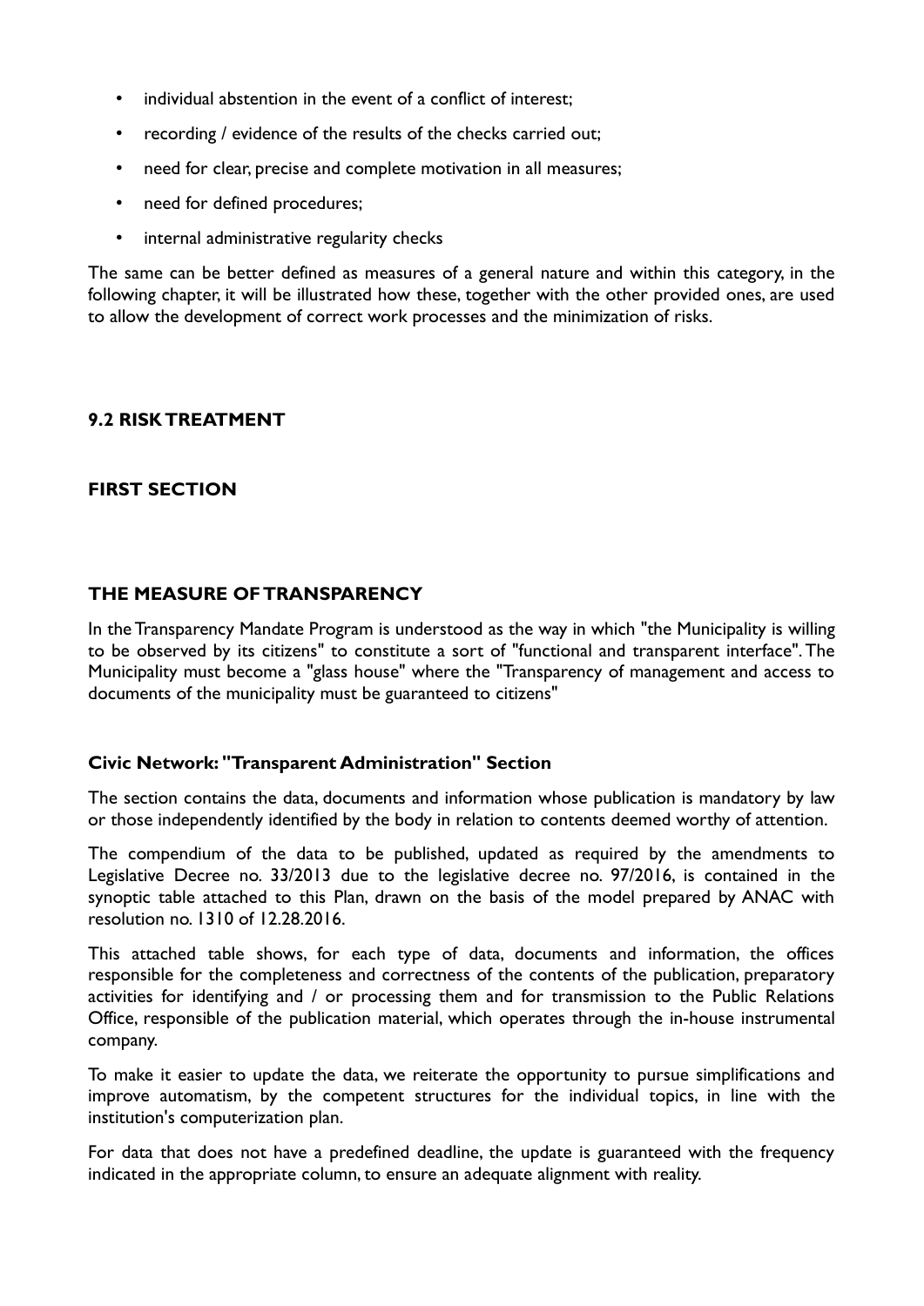- individual abstention in the event of a conflict of interest;
- recording / evidence of the results of the checks carried out;
- need for clear, precise and complete motivation in all measures;
- need for defined procedures;
- internal administrative regularity checks

The same can be better defined as measures of a general nature and within this category, in the following chapter, it will be illustrated how these, together with the other provided ones, are used to allow the development of correct work processes and the minimization of risks.

## 9.2 RISK TREATMENT

## FIRST SECTION

### THE MEASURE OF TRANSPARENCY

In the Transparency Mandate Program is understood as the way in which "the Municipality is willing to be observed by its citizens" to constitute a sort of "functional and transparent interface". The Municipality must become a "glass house" where the "Transparency of management and access to documents of the municipality must be guaranteed to citizens"

### Civic Network: "Transparent Administration" Section

The section contains the data, documents and information whose publication is mandatory by law or those independently identified by the body in relation to contents deemed worthy of attention.

The compendium of the data to be published, updated as required by the amendments to Legislative Decree no. 33/2013 due to the legislative decree no. 97/2016, is contained in the synoptic table attached to this Plan, drawn on the basis of the model prepared by ANAC with resolution no. 1310 of 12.28.2016.

This attached table shows, for each type of data, documents and information, the offices responsible for the completeness and correctness of the contents of the publication, preparatory activities for identifying and / or processing them and for transmission to the Public Relations Office, responsible of the publication material, which operates through the in-house instrumental company.

To make it easier to update the data, we reiterate the opportunity to pursue simplifications and improve automatism, by the competent structures for the individual topics, in line with the institution's computerization plan.

For data that does not have a predefined deadline, the update is guaranteed with the frequency indicated in the appropriate column, to ensure an adequate alignment with reality.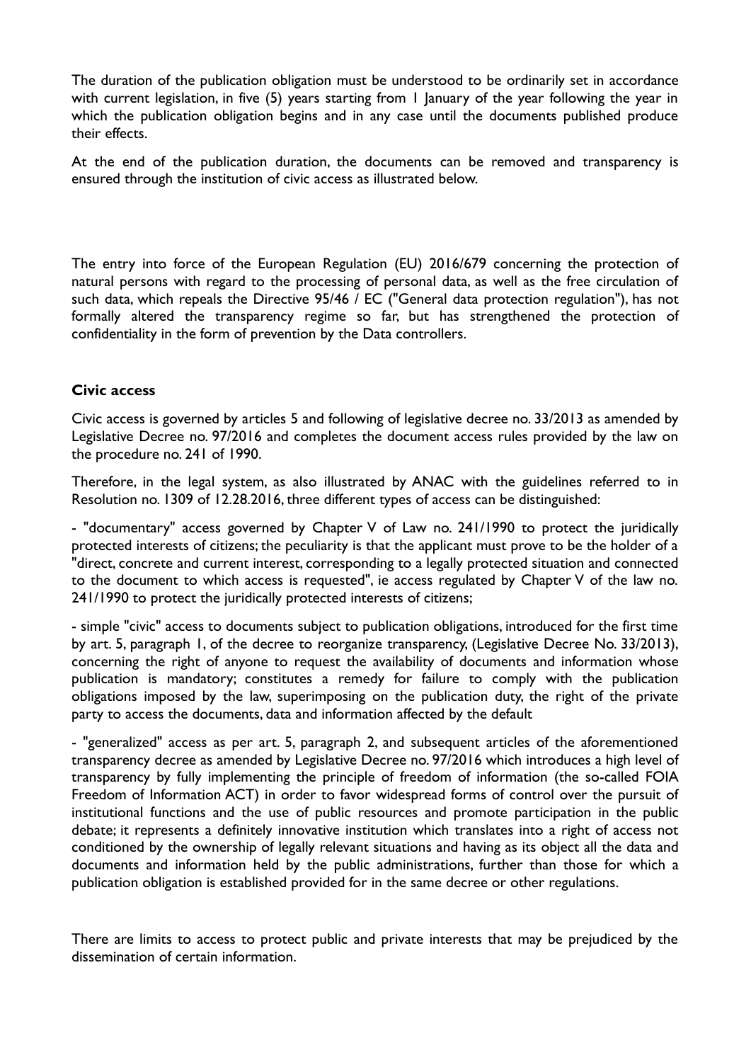The duration of the publication obligation must be understood to be ordinarily set in accordance with current legislation, in five (5) years starting from 1 January of the year following the year in which the publication obligation begins and in any case until the documents published produce their effects.

At the end of the publication duration, the documents can be removed and transparency is ensured through the institution of civic access as illustrated below.

The entry into force of the European Regulation (EU) 2016/679 concerning the protection of natural persons with regard to the processing of personal data, as well as the free circulation of such data, which repeals the Directive 95/46 / EC ("General data protection regulation"), has not formally altered the transparency regime so far, but has strengthened the protection of confidentiality in the form of prevention by the Data controllers.

**Civic access**

Civic access is governed by articles 5 and following of legislative decree no. 33/2013 as amended by Legislative Decree no. 97/2016 and completes the document access rules provided by the law on the procedure no. 241 of 1990.

Therefore, in the legal system, as also illustrated by ANAC with the guidelines referred to in Resolution no. 1309 of 12.28.2016, three different types of access can be distinguished:

- "documentary" access governed by Chapter V of Law no. 241/1990 to protect the juridically protected interests of citizens; the peculiarity is that the applicant must prove to be the holder of a "direct, concrete and current interest, corresponding to a legally protected situation and connected to the document to which access is requested", ie access regulated by Chapter V of the law no. 241/1990 to protect the juridically protected interests of citizens;

- simple "civic" access to documents subject to publication obligations, introduced for the first time by art. 5, paragraph 1, of the decree to reorganize transparency, (Legislative Decree No. 33/2013), concerning the right of anyone to request the availability of documents and information whose publication is mandatory; constitutes a remedy for failure to comply with the publication obligations imposed by the law, superimposing on the publication duty, the right of the private party to access the documents, data and information affected by the default

- "generalized" access as per art. 5, paragraph 2, and subsequent articles of the aforementioned transparency decree as amended by Legislative Decree no. 97/2016 which introduces a high level of transparency by fully implementing the principle of freedom of information (the so-called FOIA Freedom of Information ACT) in order to favor widespread forms of control over the pursuit of institutional functions and the use of public resources and promote participation in the public debate; it represents a definitely innovative institution which translates into a right of access not conditioned by the ownership of legally relevant situations and having as its object all the data and documents and information held by the public administrations, further than those for which a publication obligation is established provided for in the same decree or other regulations.

There are limits to access to protect public and private interests that may be prejudiced by the dissemination of certain information.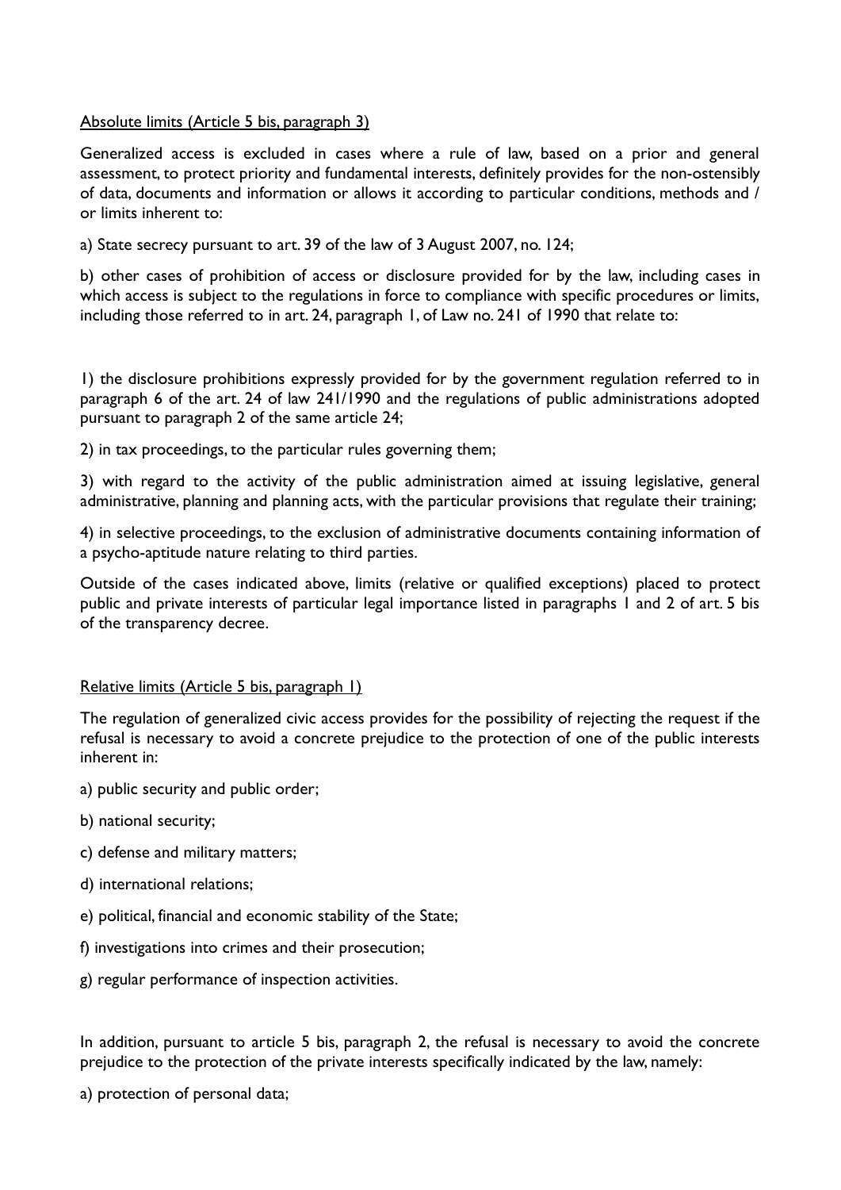Absolute limits (Article 5 bis, paragraph 3)

Generalized access is excluded in cases where a rule of law, based on a prior and general assessment, to protect priority and fundamental interests, definitely provides for the non-ostensibly of data, documents and information or allows it according to particular conditions, methods and / or limits inherent to:

a) State secrecy pursuant to art. 39 of the law of 3 August 2007, no. 124;

b) other cases of prohibition of access or disclosure provided for by the law, including cases in which access is subject to the regulations in force to compliance with specific procedures or limits, including those referred to in art. 24, paragraph 1, of Law no. 241 of 1990 that relate to:

1) the disclosure prohibitions expressly provided for by the government regulation referred to in paragraph 6 of the art. 24 of law 241/1990 and the regulations of public administrations adopted pursuant to paragraph 2 of the same article 24;

2) in tax proceedings, to the particular rules governing them;

3) with regard to the activity of the public administration aimed at issuing legislative, general administrative, planning and planning acts, with the particular provisions that regulate their training;

4) in selective proceedings, to the exclusion of administrative documents containing information of a psycho-aptitude nature relating to third parties.

Outside of the cases indicated above, limits (relative or qualified exceptions) placed to protect public and private interests of particular legal importance listed in paragraphs 1 and 2 of art. 5 bis of the transparency decree.

Relative limits (Article 5 bis, paragraph 1)

The regulation of generalized civic access provides for the possibility of rejecting the request if the refusal is necessary to avoid a concrete prejudice to the protection of one of the public interests inherent in:

a) public security and public order;

b) national security;

c) defense and military matters;

d) international relations;

e) political, financial and economic stability of the State;

f) investigations into crimes and their prosecution;

g) regular performance of inspection activities.

In addition, pursuant to article 5 bis, paragraph 2, the refusal is necessary to avoid the concrete prejudice to the protection of the private interests specifically indicated by the law, namely:

a) protection of personal data;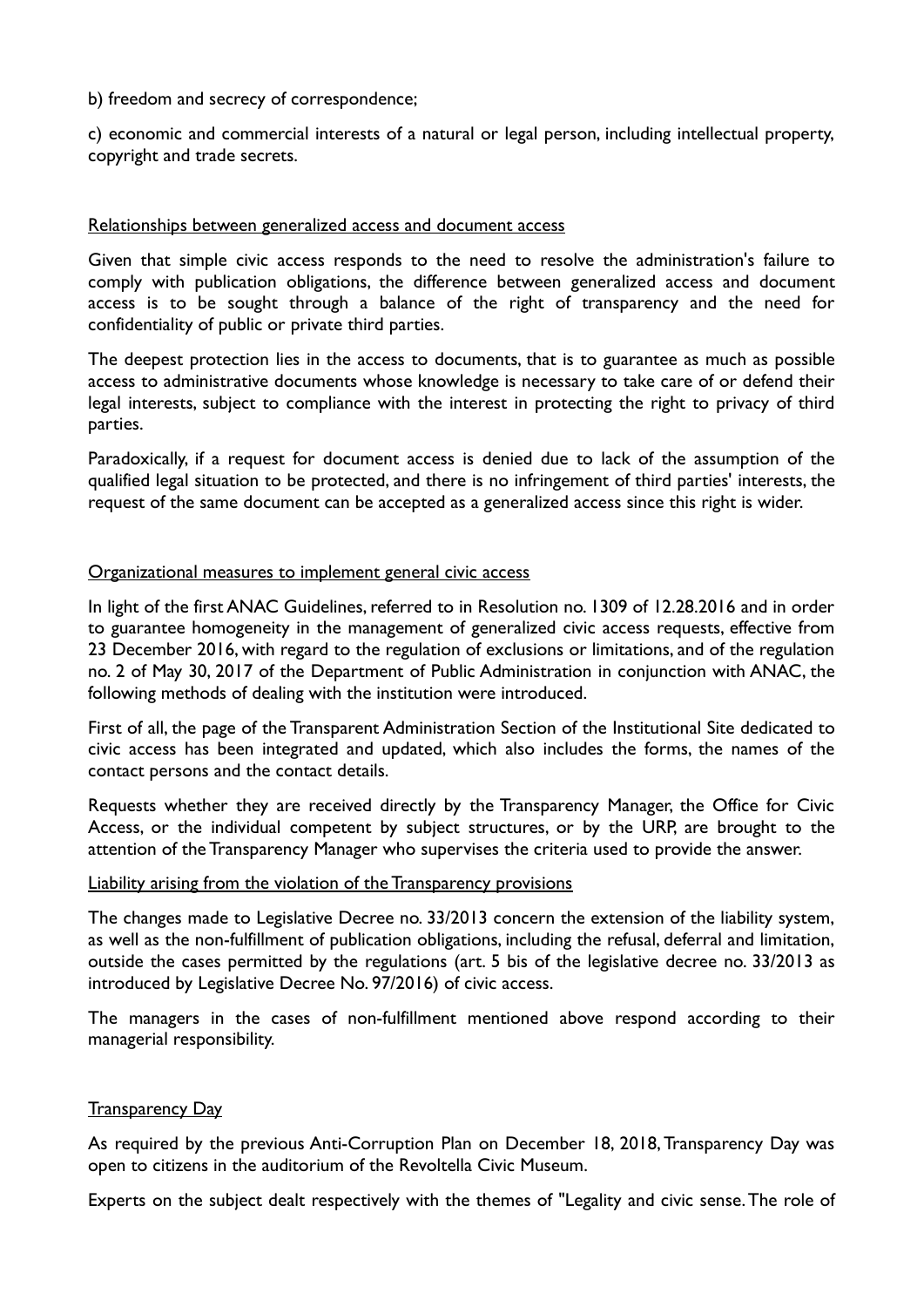b) freedom and secrecy of correspondence;

c) economic and commercial interests of a natural or legal person, including intellectual property, copyright and trade secrets.

<u>Relationships between generalized access and document access</u>

Given that simple civic access responds to the need to resolve the administration's failure to comply with publication obligations, the difference between generalized access and document access is to be sought through a balance of the right of transparency and the need for confidentiality of public or private third parties.

The deepest protection lies in the access to documents, that is to guarantee as much as possible access to administrative documents whose knowledge is necessary to take care of or defend their legal interests, subject to compliance with the interest in protecting the right to privacy of third parties.

Paradoxically, if a request for document access is denied due to lack of the assumption of the qualified legal situation to be protected, and there is no infringement of third parties' interests, the request of the same document can be accepted as a generalized access since this right is wider.

<u>Organizational measures to implement general civic access</u>

In light of the first ANAC Guidelines, referred to in Resolution no. 1309 of 12.28.2016 and in order to guarantee homogeneity in the management of generalized civic access requests, effective from 23 December 2016, with regard to the regulation of exclusions or limitations, and of the regulation no. 2 of May 30, 2017 of the Department of Public Administration in conjunction with ANAC, the following methods of dealing with the institution were introduced.

First of all, the page of the Transparent Administration Section of the Institutional Site dedicated to civic access has been integrated and updated, which also includes the forms, the names of the contact persons and the contact details.

Requests whether they are received directly by the Transparency Manager, the Office for Civic Access, or the individual competent by subject structures, or by the URP, are brought to the attention of the Transparency Manager who supervises the criteria used to provide the answer.

<u>Liability arising from the violation of the Transparency provisions</u>

The changes made to Legislative Decree no. 33/2013 concern the extension of the liability system, as well as the non-fulfillment of publication obligations, including the refusal, deferral and limitation, outside the cases permitted by the regulations (art. 5 bis of the legislative decree no. 33/2013 as introduced by Legislative Decree No. 97/2016) of civic access.

The managers in the cases of non-fulfillment mentioned above respond according to their managerial responsibility.

<u>Transparency Day</u>

As required by the previous Anti-Corruption Plan on December 18, 2018, Transparency Day was open to citizens in the auditorium of the Revoltella Civic Museum.

Experts on the subject dealt respectively with the themes of "Legality and civic sense. The role of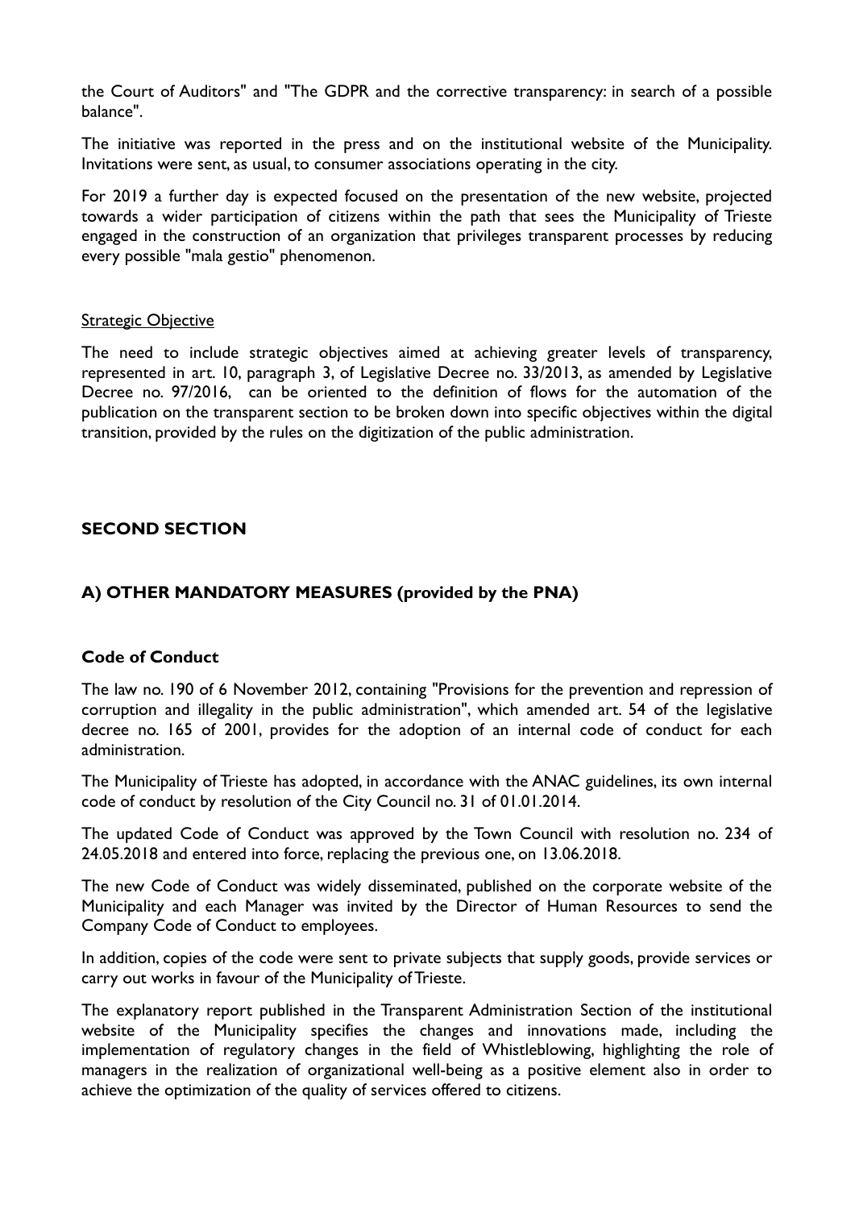the Court of Auditors" and "The GDPR and the corrective transparency: in search of a possible balance".

The initiative was reported in the press and on the institutional website of the Municipality. Invitations were sent, as usual, to consumer associations operating in the city.

For 2019 a further day is expected focused on the presentation of the new website, projected towards a wider participation of citizens within the path that sees the Municipality of Trieste engaged in the construction of an organization that privileges transparent processes by reducing every possible "mala gestio" phenomenon.

Strategic Objective

The need to include strategic objectives aimed at achieving greater levels of transparency, represented in art. 10, paragraph 3, of Legislative Decree no. 33/2013, as amended by Legislative Decree no. 97/2016, can be oriented to the definition of flows for the automation of the publication on the transparent section to be broken down into specific objectives within the digital transition, provided by the rules on the digitization of the public administration.

## SECOND SECTION

### A) OTHER MANDATORY MEASURES (provided by the PNA)

#### Code of Conduct

The law no. 190 of 6 November 2012, containing "Provisions for the prevention and repression of corruption and illegality in the public administration", which amended art. 54 of the legislative decree no. 165 of 2001, provides for the adoption of an internal code of conduct for each administration.

The Municipality of Trieste has adopted, in accordance with the ANAC guidelines, its own internal code of conduct by resolution of the City Council no. 31 of 01.01.2014.

The updated Code of Conduct was approved by the Town Council with resolution no. 234 of 24.05.2018 and entered into force, replacing the previous one, on 13.06.2018.

The new Code of Conduct was widely disseminated, published on the corporate website of the Municipality and each Manager was invited by the Director of Human Resources to send the Company Code of Conduct to employees.

In addition, copies of the code were sent to private subjects that supply goods, provide services or carry out works in favour of the Municipality of Trieste.

The explanatory report published in the Transparent Administration Section of the institutional website of the Municipality specifies the changes and innovations made, including the implementation of regulatory changes in the field of Whistleblowing, highlighting the role of managers in the realization of organizational well-being as a positive element also in order to achieve the optimization of the quality of services offered to citizens.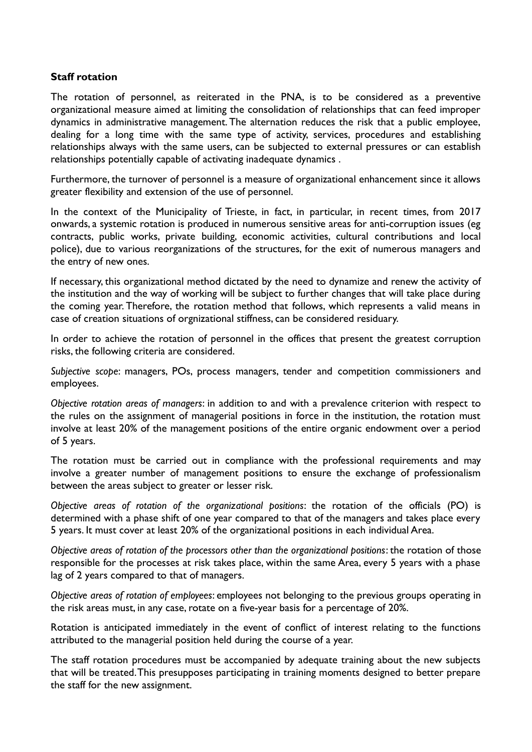**Staff rotation**

The rotation of personnel, as reiterated in the PNA, is to be considered as a preventive organizational measure aimed at limiting the consolidation of relationships that can feed improper dynamics in administrative management. The alternation reduces the risk that a public employee, dealing for a long time with the same type of activity, services, procedures and establishing relationships always with the same users, can be subjected to external pressures or can establish relationships potentially capable of activating inadequate dynamics .

Furthermore, the turnover of personnel is a measure of organizational enhancement since it allows greater flexibility and extension of the use of personnel.

In the context of the Municipality of Trieste, in fact, in particular, in recent times, from 2017 onwards, a systemic rotation is produced in numerous sensitive areas for anti-corruption issues (eg contracts, public works, private building, economic activities, cultural contributions and local police), due to various reorganizations of the structures, for the exit of numerous managers and the entry of new ones.

If necessary, this organizational method dictated by the need to dynamize and renew the activity of the institution and the way of working will be subject to further changes that will take place during the coming year. Therefore, the rotation method that follows, which represents a valid means in case of creation situations of orgnizational stiffness, can be considered residuary.

In order to achieve the rotation of personnel in the offices that present the greatest corruption risks, the following criteria are considered.

*Subjective scope*: managers, POs, process managers, tender and competition commissioners and employees.

*Objective rotation areas of managers*: in addition to and with a prevalence criterion with respect to the rules on the assignment of managerial positions in force in the institution, the rotation must involve at least 20% of the management positions of the entire organic endowment over a period of 5 years.

The rotation must be carried out in compliance with the professional requirements and may involve a greater number of management positions to ensure the exchange of professionalism between the areas subject to greater or lesser risk.

*Objective areas of rotation of the organizational positions*: the rotation of the officials (PO) is determined with a phase shift of one year compared to that of the managers and takes place every 5 years. It must cover at least 20% of the organizational positions in each individual Area.

*Objective areas of rotation of the processors other than the organizational positions*: the rotation of those responsible for the processes at risk takes place, within the same Area, every 5 years with a phase lag of 2 years compared to that of managers.

*Objective areas of rotation of employees*: employees not belonging to the previous groups operating in the risk areas must, in any case, rotate on a five-year basis for a percentage of 20%.

Rotation is anticipated immediately in the event of conflict of interest relating to the functions attributed to the managerial position held during the course of a year.

The staff rotation procedures must be accompanied by adequate training about the new subjects that will be treated. This presupposes participating in training moments designed to better prepare the staff for the new assignment.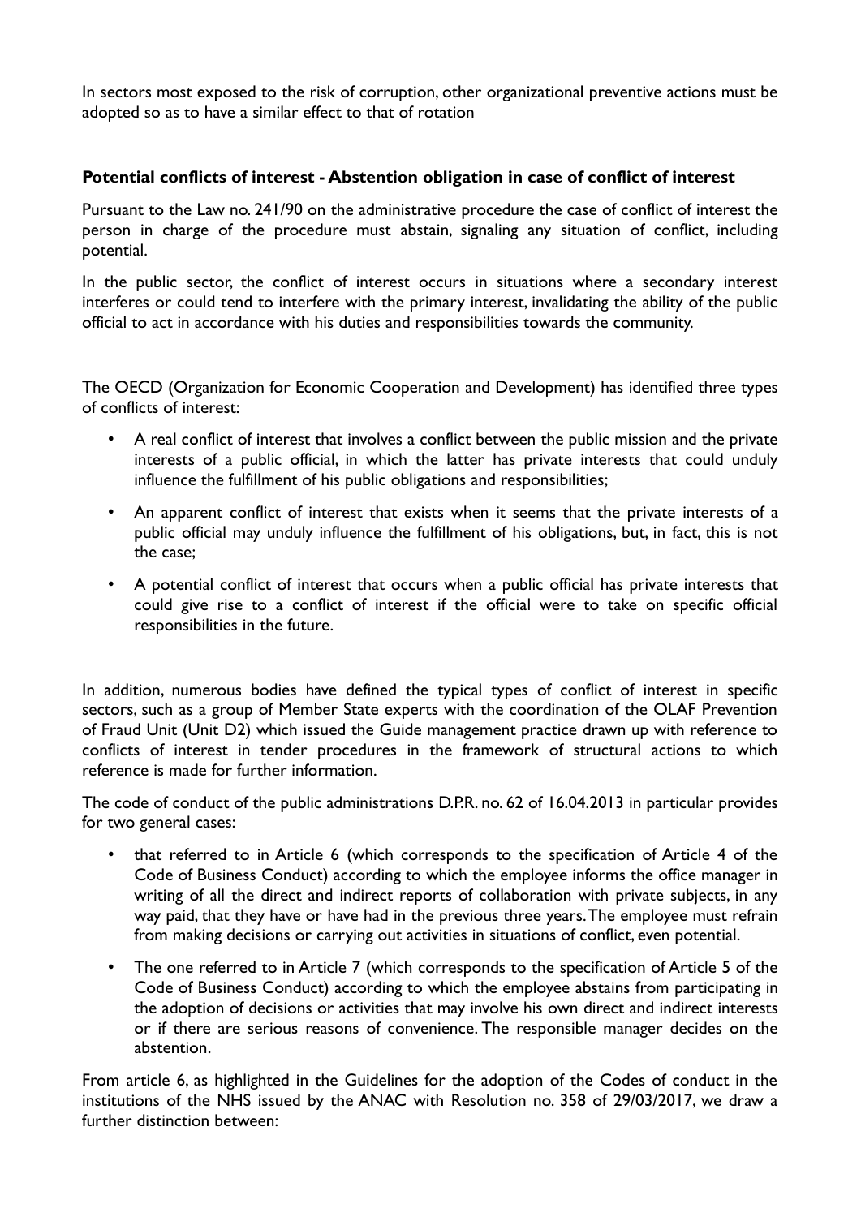In sectors most exposed to the risk of corruption, other organizational preventive actions must be adopted so as to have a similar effect to that of rotation

**Potential conflicts of interest - Abstention obligation in case of conflict of interest**

Pursuant to the Law no. 241/90 on the administrative procedure the case of conflict of interest the person in charge of the procedure must abstain, signaling any situation of conflict, including potential.

In the public sector, the conflict of interest occurs in situations where a secondary interest interferes or could tend to interfere with the primary interest, invalidating the ability of the public official to act in accordance with his duties and responsibilities towards the community.

The OECD (Organization for Economic Cooperation and Development) has identified three types of conflicts of interest:

- A real conflict of interest that involves a conflict between the public mission and the private interests of a public official, in which the latter has private interests that could unduly influence the fulfillment of his public obligations and responsibilities;
- An apparent conflict of interest that exists when it seems that the private interests of a public official may unduly influence the fulfillment of his obligations, but, in fact, this is not the case;
- A potential conflict of interest that occurs when a public official has private interests that could give rise to a conflict of interest if the official were to take on specific official responsibilities in the future.

In addition, numerous bodies have defined the typical types of conflict of interest in specific sectors, such as a group of Member State experts with the coordination of the OLAF Prevention of Fraud Unit (Unit D2) which issued the Guide management practice drawn up with reference to conflicts of interest in tender procedures in the framework of structural actions to which reference is made for further information.

The code of conduct of the public administrations D.P.R. no. 62 of 16.04.2013 in particular provides for two general cases:

- that referred to in Article 6 (which corresponds to the specification of Article 4 of the Code of Business Conduct) according to which the employee informs the office manager in writing of all the direct and indirect reports of collaboration with private subjects, in any way paid, that they have or have had in the previous three years. The employee must refrain from making decisions or carrying out activities in situations of conflict, even potential.
- The one referred to in Article 7 (which corresponds to the specification of Article 5 of the Code of Business Conduct) according to which the employee abstains from participating in the adoption of decisions or activities that may involve his own direct and indirect interests or if there are serious reasons of convenience. The responsible manager decides on the abstention.

From article 6, as highlighted in the Guidelines for the adoption of the Codes of conduct in the institutions of the NHS issued by the ANAC with Resolution no. 358 of 29/03/2017, we draw a further distinction between: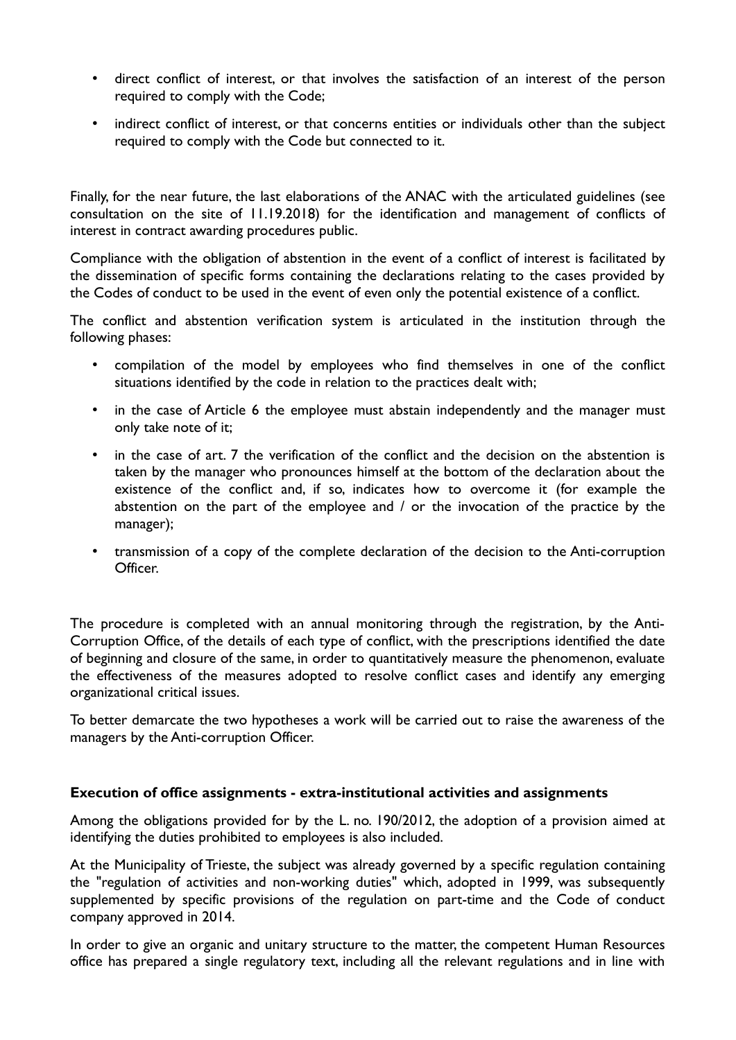- direct conflict of interest, or that involves the satisfaction of an interest of the person required to comply with the Code;
- indirect conflict of interest, or that concerns entities or individuals other than the subject required to comply with the Code but connected to it.

Finally, for the near future, the last elaborations of the ANAC with the articulated guidelines (see consultation on the site of 11.19.2018) for the identification and management of conflicts of interest in contract awarding procedures public.

Compliance with the obligation of abstention in the event of a conflict of interest is facilitated by the dissemination of specific forms containing the declarations relating to the cases provided by the Codes of conduct to be used in the event of even only the potential existence of a conflict.

The conflict and abstention verification system is articulated in the institution through the following phases:

- compilation of the model by employees who find themselves in one of the conflict situations identified by the code in relation to the practices dealt with;
- in the case of Article 6 the employee must abstain independently and the manager must only take note of it;
- in the case of art. 7 the verification of the conflict and the decision on the abstention is taken by the manager who pronounces himself at the bottom of the declaration about the existence of the conflict and, if so, indicates how to overcome it (for example the abstention on the part of the employee and / or the invocation of the practice by the manager);
- transmission of a copy of the complete declaration of the decision to the Anti-corruption Officer.

The procedure is completed with an annual monitoring through the registration, by the Anti-Corruption Office, of the details of each type of conflict, with the prescriptions identified the date of beginning and closure of the same, in order to quantitatively measure the phenomenon, evaluate the effectiveness of the measures adopted to resolve conflict cases and identify any emerging organizational critical issues.

To better demarcate the two hypotheses a work will be carried out to raise the awareness of the managers by the Anti-corruption Officer.

**Execution of office assignments - extra-institutional activities and assignments**

Among the obligations provided for by the L. no. 190/2012, the adoption of a provision aimed at identifying the duties prohibited to employees is also included.

At the Municipality of Trieste, the subject was already governed by a specific regulation containing the "regulation of activities and non-working duties" which, adopted in 1999, was subsequently supplemented by specific provisions of the regulation on part-time and the Code of conduct company approved in 2014.

In order to give an organic and unitary structure to the matter, the competent Human Resources office has prepared a single regulatory text, including all the relevant regulations and in line with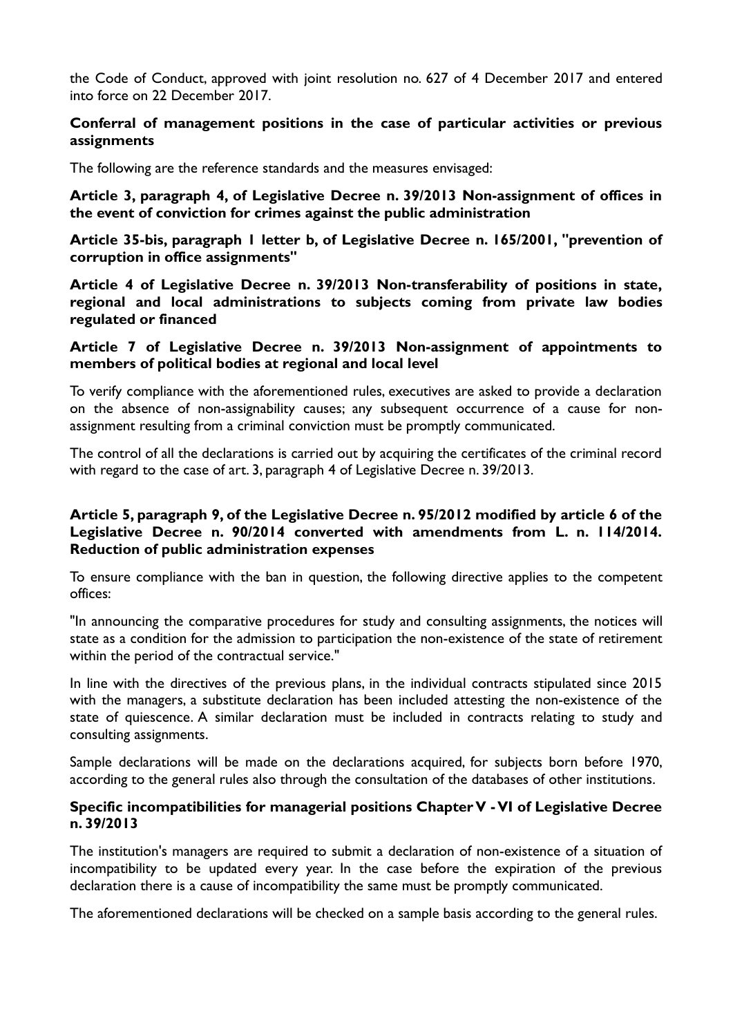the Code of Conduct, approved with joint resolution no. 627 of 4 December 2017 and entered into force on 22 December 2017.

**Conferral of management positions in the case of particular activities or previous assignments**

The following are the reference standards and the measures envisaged:

**Article 3, paragraph 4, of Legislative Decree n. 39/2013 Non-assignment of offices in the event of conviction for crimes against the public administration**

**Article 35-bis, paragraph 1 letter b, of Legislative Decree n. 165/2001, "prevention of corruption in office assignments"**

**Article 4 of Legislative Decree n. 39/2013 Non-transferability of positions in state, regional and local administrations to subjects coming from private law bodies regulated or financed**

**Article 7 of Legislative Decree n. 39/2013 Non-assignment of appointments to members of political bodies at regional and local level**

To verify compliance with the aforementioned rules, executives are asked to provide a declaration on the absence of non-assignability causes; any subsequent occurrence of a cause for non-assignment resulting from a criminal conviction must be promptly communicated.

The control of all the declarations is carried out by acquiring the certificates of the criminal record with regard to the case of art. 3, paragraph 4 of Legislative Decree n. 39/2013.

**Article 5, paragraph 9, of the Legislative Decree n. 95/2012 modified by article 6 of the Legislative Decree n. 90/2014 converted with amendments from L. n. 114/2014. Reduction of public administration expenses**

To ensure compliance with the ban in question, the following directive applies to the competent offices:

"In announcing the comparative procedures for study and consulting assignments, the notices will state as a condition for the admission to participation the non-existence of the state of retirement within the period of the contractual service."

In line with the directives of the previous plans, in the individual contracts stipulated since 2015 with the managers, a substitute declaration has been included attesting the non-existence of the state of quiescence. A similar declaration must be included in contracts relating to study and consulting assignments.

Sample declarations will be made on the declarations acquired, for subjects born before 1970, according to the general rules also through the consultation of the databases of other institutions.

**Specific incompatibilities for managerial positions Chapter V - VI of Legislative Decree n. 39/2013**

The institution's managers are required to submit a declaration of non-existence of a situation of incompatibility to be updated every year. In the case before the expiration of the previous declaration there is a cause of incompatibility the same must be promptly communicated.

The aforementioned declarations will be checked on a sample basis according to the general rules.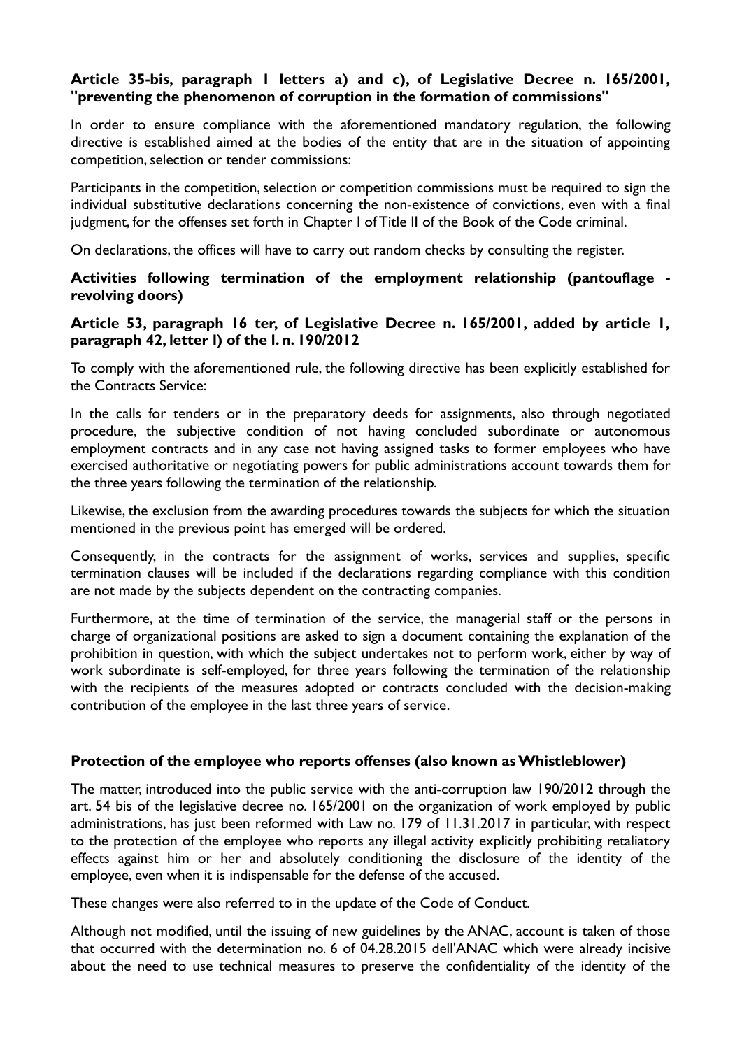**Article 35-bis, paragraph 1 letters a) and c), of Legislative Decree n. 165/2001, "preventing the phenomenon of corruption in the formation of commissions"**

In order to ensure compliance with the aforementioned mandatory regulation, the following directive is established aimed at the bodies of the entity that are in the situation of appointing competition, selection or tender commissions:

Participants in the competition, selection or competition commissions must be required to sign the individual substitutive declarations concerning the non-existence of convictions, even with a final judgment, for the offenses set forth in Chapter I of Title II of the Book of the Code criminal.

On declarations, the offices will have to carry out random checks by consulting the register.

**Activities following termination of the employment relationship (pantouflage - revolving doors)**

**Article 53, paragraph 16 ter, of Legislative Decree n. 165/2001, added by article 1, paragraph 42, letter l) of the l. n. 190/2012**

To comply with the aforementioned rule, the following directive has been explicitly established for the Contracts Service:

In the calls for tenders or in the preparatory deeds for assignments, also through negotiated procedure, the subjective condition of not having concluded subordinate or autonomous employment contracts and in any case not having assigned tasks to former employees who have exercised authoritative or negotiating powers for public administrations account towards them for the three years following the termination of the relationship.

Likewise, the exclusion from the awarding procedures towards the subjects for which the situation mentioned in the previous point has emerged will be ordered.

Consequently, in the contracts for the assignment of works, services and supplies, specific termination clauses will be included if the declarations regarding compliance with this condition are not made by the subjects dependent on the contracting companies.

Furthermore, at the time of termination of the service, the managerial staff or the persons in charge of organizational positions are asked to sign a document containing the explanation of the prohibition in question, with which the subject undertakes not to perform work, either by way of work subordinate is self-employed, for three years following the termination of the relationship with the recipients of the measures adopted or contracts concluded with the decision-making contribution of the employee in the last three years of service.

**Protection of the employee who reports offenses (also known as Whistleblower)**

The matter, introduced into the public service with the anti-corruption law 190/2012 through the art. 54 bis of the legislative decree no. 165/2001 on the organization of work employed by public administrations, has just been reformed with Law no. 179 of 11.31.2017 in particular, with respect to the protection of the employee who reports any illegal activity explicitly prohibiting retaliatory effects against him or her and absolutely conditioning the disclosure of the identity of the employee, even when it is indispensable for the defense of the accused.

These changes were also referred to in the update of the Code of Conduct.

Although not modified, until the issuing of new guidelines by the ANAC, account is taken of those that occurred with the determination no. 6 of 04.28.2015 dell'ANAC which were already incisive about the need to use technical measures to preserve the confidentiality of the identity of the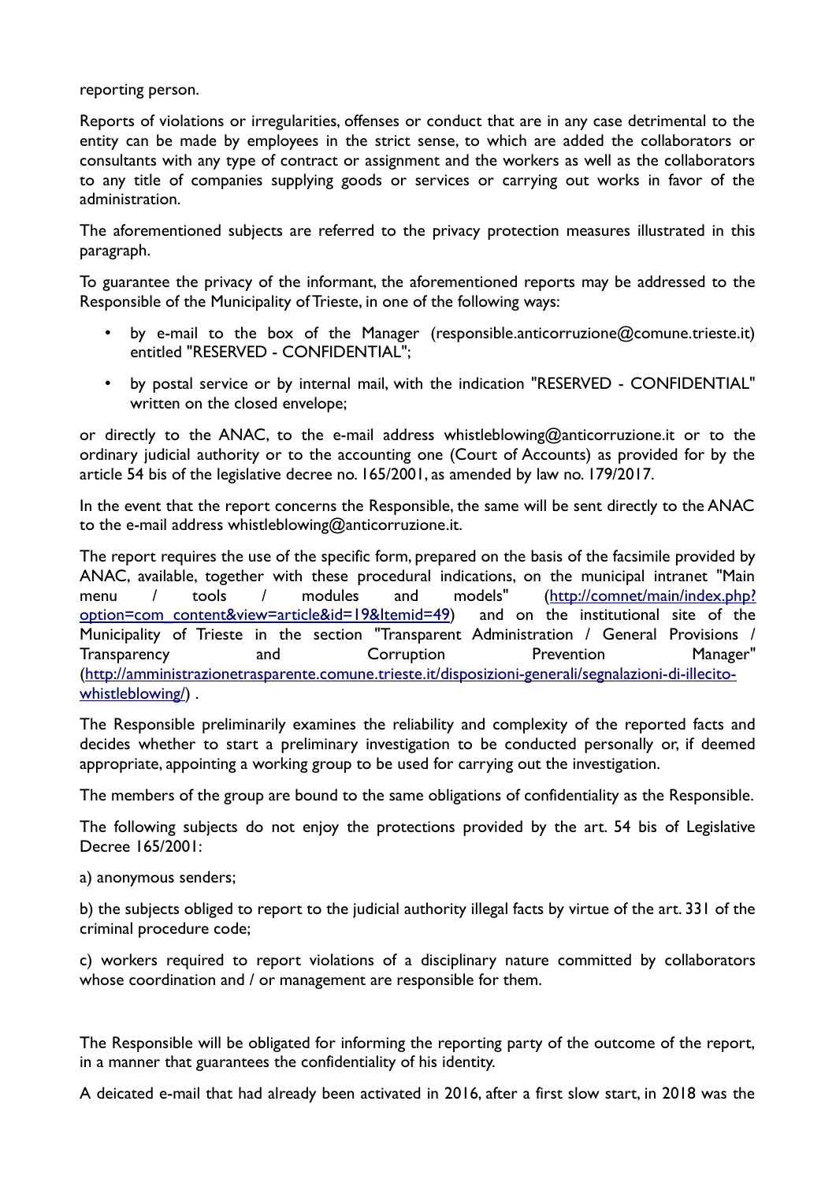reporting person.

Reports of violations or irregularities, offenses or conduct that are in any case detrimental to the entity can be made by employees in the strict sense, to which are added the collaborators or consultants with any type of contract or assignment and the workers as well as the collaborators to any title of companies supplying goods or services or carrying out works in favor of the administration.

The aforementioned subjects are referred to the privacy protection measures illustrated in this paragraph.

To guarantee the privacy of the informant, the aforementioned reports may be addressed to the Responsible of the Municipality of Trieste, in one of the following ways:

- by e-mail to the box of the Manager (responsible.anticorruzione@comune.trieste.it) entitled "RESERVED - CONFIDENTIAL";
- by postal service or by internal mail, with the indication "RESERVED - CONFIDENTIAL" written on the closed envelope;

or directly to the ANAC, to the e-mail address whistleblowing@anticorruzione.it or to the ordinary judicial authority or to the accounting one (Court of Accounts) as provided for by the article 54 bis of the legislative decree no. 165/2001, as amended by law no. 179/2017.

In the event that the report concerns the Responsible, the same will be sent directly to the ANAC to the e-mail address whistleblowing@anticorruzione.it.

The report requires the use of the specific form, prepared on the basis of the facsimile provided by ANAC, available, together with these procedural indications, on the municipal intranet "Main menu / tools / modules and models" (http://comnet/main/index.php?option=com_content&view=article&id=19&Itemid=49) and on the institutional site of the Municipality of Trieste in the section "Transparent Administration / General Provisions / Transparency and Corruption Prevention Manager" (http://amministrazionetrasparente.comune.trieste.it/disposizioni-generali/segnalazioni-di-illecito-whistleblowing/) .

The Responsible preliminarily examines the reliability and complexity of the reported facts and decides whether to start a preliminary investigation to be conducted personally or, if deemed appropriate, appointing a working group to be used for carrying out the investigation.

The members of the group are bound to the same obligations of confidentiality as the Responsible.

The following subjects do not enjoy the protections provided by the art. 54 bis of Legislative Decree 165/2001:

a) anonymous senders;

b) the subjects obliged to report to the judicial authority illegal facts by virtue of the art. 331 of the criminal procedure code;

c) workers required to report violations of a disciplinary nature committed by collaborators whose coordination and / or management are responsible for them.

The Responsible will be obligated for informing the reporting party of the outcome of the report, in a manner that guarantees the confidentiality of his identity.

A deicated e-mail that had already been activated in 2016, after a first slow start, in 2018 was the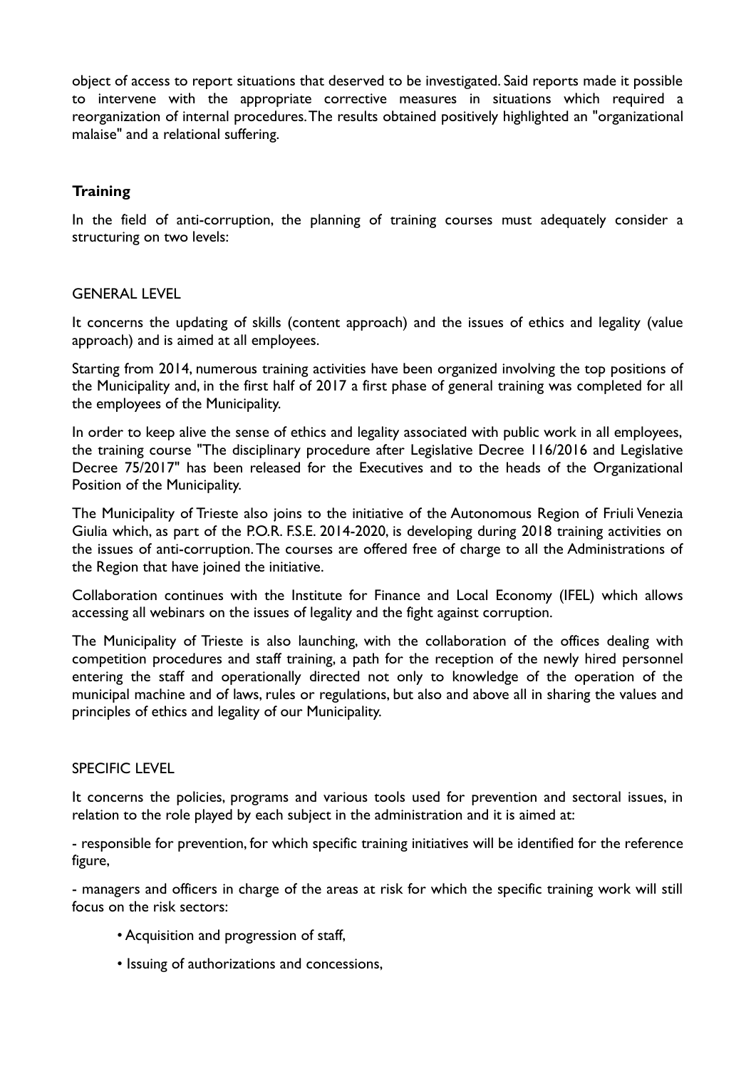object of access to report situations that deserved to be investigated. Said reports made it possible to intervene with the appropriate corrective measures in situations which required a reorganization of internal procedures. The results obtained positively highlighted an "organizational malaise" and a relational suffering.

## Training

In the field of anti-corruption, the planning of training courses must adequately consider a structuring on two levels:

### GENERAL LEVEL

It concerns the updating of skills (content approach) and the issues of ethics and legality (value approach) and is aimed at all employees.

Starting from 2014, numerous training activities have been organized involving the top positions of the Municipality and, in the first half of 2017 a first phase of general training was completed for all the employees of the Municipality.

In order to keep alive the sense of ethics and legality associated with public work in all employees, the training course "The disciplinary procedure after Legislative Decree 116/2016 and Legislative Decree 75/2017" has been released for the Executives and to the heads of the Organizational Position of the Municipality.

The Municipality of Trieste also joins to the initiative of the Autonomous Region of Friuli Venezia Giulia which, as part of the P.O.R. F.S.E. 2014-2020, is developing during 2018 training activities on the issues of anti-corruption. The courses are offered free of charge to all the Administrations of the Region that have joined the initiative.

Collaboration continues with the Institute for Finance and Local Economy (IFEL) which allows accessing all webinars on the issues of legality and the fight against corruption.

The Municipality of Trieste is also launching, with the collaboration of the offices dealing with competition procedures and staff training, a path for the reception of the newly hired personnel entering the staff and operationally directed not only to knowledge of the operation of the municipal machine and of laws, rules or regulations, but also and above all in sharing the values and principles of ethics and legality of our Municipality.

### SPECIFIC LEVEL

It concerns the policies, programs and various tools used for prevention and sectoral issues, in relation to the role played by each subject in the administration and it is aimed at:

- responsible for prevention, for which specific training initiatives will be identified for the reference figure,

- managers and officers in charge of the areas at risk for which the specific training work will still focus on the risk sectors:

  - Acquisition and progression of staff,
  - Issuing of authorizations and concessions,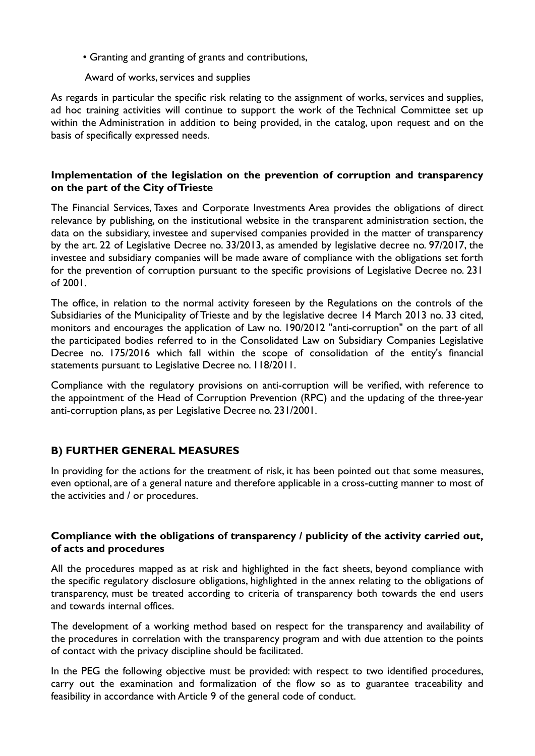- Granting and granting of grants and contributions,

Award of works, services and supplies

As regards in particular the specific risk relating to the assignment of works, services and supplies, ad hoc training activities will continue to support the work of the Technical Committee set up within the Administration in addition to being provided, in the catalog, upon request and on the basis of specifically expressed needs.

**Implementation of the legislation on the prevention of corruption and transparency on the part of the City of Trieste**

The Financial Services, Taxes and Corporate Investments Area provides the obligations of direct relevance by publishing, on the institutional website in the transparent administration section, the data on the subsidiary, investee and supervised companies provided in the matter of transparency by the art. 22 of Legislative Decree no. 33/2013, as amended by legislative decree no. 97/2017, the investee and subsidiary companies will be made aware of compliance with the obligations set forth for the prevention of corruption pursuant to the specific provisions of Legislative Decree no. 231 of 2001.

The office, in relation to the normal activity foreseen by the Regulations on the controls of the Subsidiaries of the Municipality of Trieste and by the legislative decree 14 March 2013 no. 33 cited, monitors and encourages the application of Law no. 190/2012 "anti-corruption" on the part of all the participated bodies referred to in the Consolidated Law on Subsidiary Companies Legislative Decree no. 175/2016 which fall within the scope of consolidation of the entity's financial statements pursuant to Legislative Decree no. 118/2011.

Compliance with the regulatory provisions on anti-corruption will be verified, with reference to the appointment of the Head of Corruption Prevention (RPC) and the updating of the three-year anti-corruption plans, as per Legislative Decree no. 231/2001.

## B) FURTHER GENERAL MEASURES

In providing for the actions for the treatment of risk, it has been pointed out that some measures, even optional, are of a general nature and therefore applicable in a cross-cutting manner to most of the activities and / or procedures.

**Compliance with the obligations of transparency / publicity of the activity carried out, of acts and procedures**

All the procedures mapped as at risk and highlighted in the fact sheets, beyond compliance with the specific regulatory disclosure obligations, highlighted in the annex relating to the obligations of transparency, must be treated according to criteria of transparency both towards the end users and towards internal offices.

The development of a working method based on respect for the transparency and availability of the procedures in correlation with the transparency program and with due attention to the points of contact with the privacy discipline should be facilitated.

In the PEG the following objective must be provided: with respect to two identified procedures, carry out the examination and formalization of the flow so as to guarantee traceability and feasibility in accordance with Article 9 of the general code of conduct.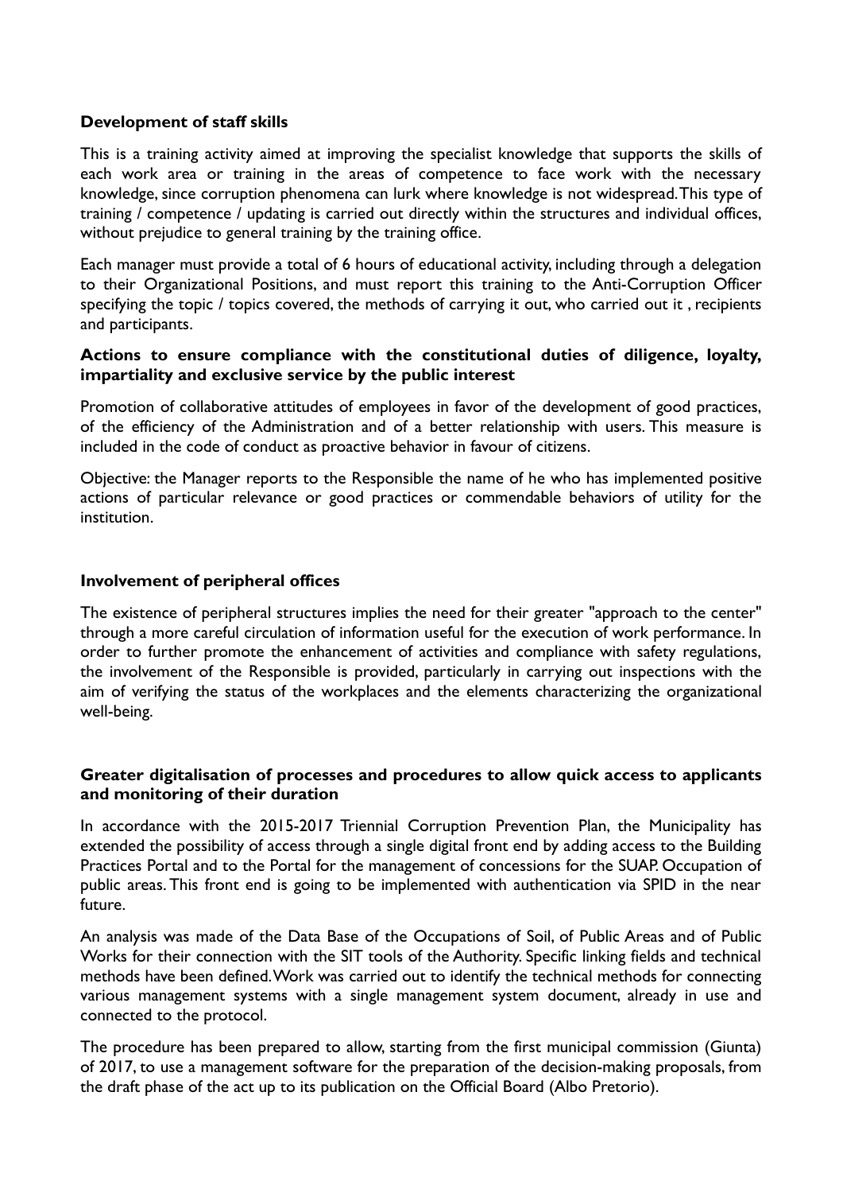**Development of staff skills**

This is a training activity aimed at improving the specialist knowledge that supports the skills of each work area or training in the areas of competence to face work with the necessary knowledge, since corruption phenomena can lurk where knowledge is not widespread. This type of training / competence / updating is carried out directly within the structures and individual offices, without prejudice to general training by the training office.

Each manager must provide a total of 6 hours of educational activity, including through a delegation to their Organizational Positions, and must report this training to the Anti-Corruption Officer specifying the topic / topics covered, the methods of carrying it out, who carried out it , recipients and participants.

**Actions to ensure compliance with the constitutional duties of diligence, loyalty, impartiality and exclusive service by the public interest**

Promotion of collaborative attitudes of employees in favor of the development of good practices, of the efficiency of the Administration and of a better relationship with users. This measure is included in the code of conduct as proactive behavior in favour of citizens.

Objective: the Manager reports to the Responsible the name of he who has implemented positive actions of particular relevance or good practices or commendable behaviors of utility for the institution.

**Involvement of peripheral offices**

The existence of peripheral structures implies the need for their greater "approach to the center" through a more careful circulation of information useful for the execution of work performance. In order to further promote the enhancement of activities and compliance with safety regulations, the involvement of the Responsible is provided, particularly in carrying out inspections with the aim of verifying the status of the workplaces and the elements characterizing the organizational well-being.

**Greater digitalisation of processes and procedures to allow quick access to applicants and monitoring of their duration**

In accordance with the 2015-2017 Triennial Corruption Prevention Plan, the Municipality has extended the possibility of access through a single digital front end by adding access to the Building Practices Portal and to the Portal for the management of concessions for the SUAP. Occupation of public areas. This front end is going to be implemented with authentication via SPID in the near future.

An analysis was made of the Data Base of the Occupations of Soil, of Public Areas and of Public Works for their connection with the SIT tools of the Authority. Specific linking fields and technical methods have been defined. Work was carried out to identify the technical methods for connecting various management systems with a single management system document, already in use and connected to the protocol.

The procedure has been prepared to allow, starting from the first municipal commission (Giunta) of 2017, to use a management software for the preparation of the decision-making proposals, from the draft phase of the act up to its publication on the Official Board (Albo Pretorio).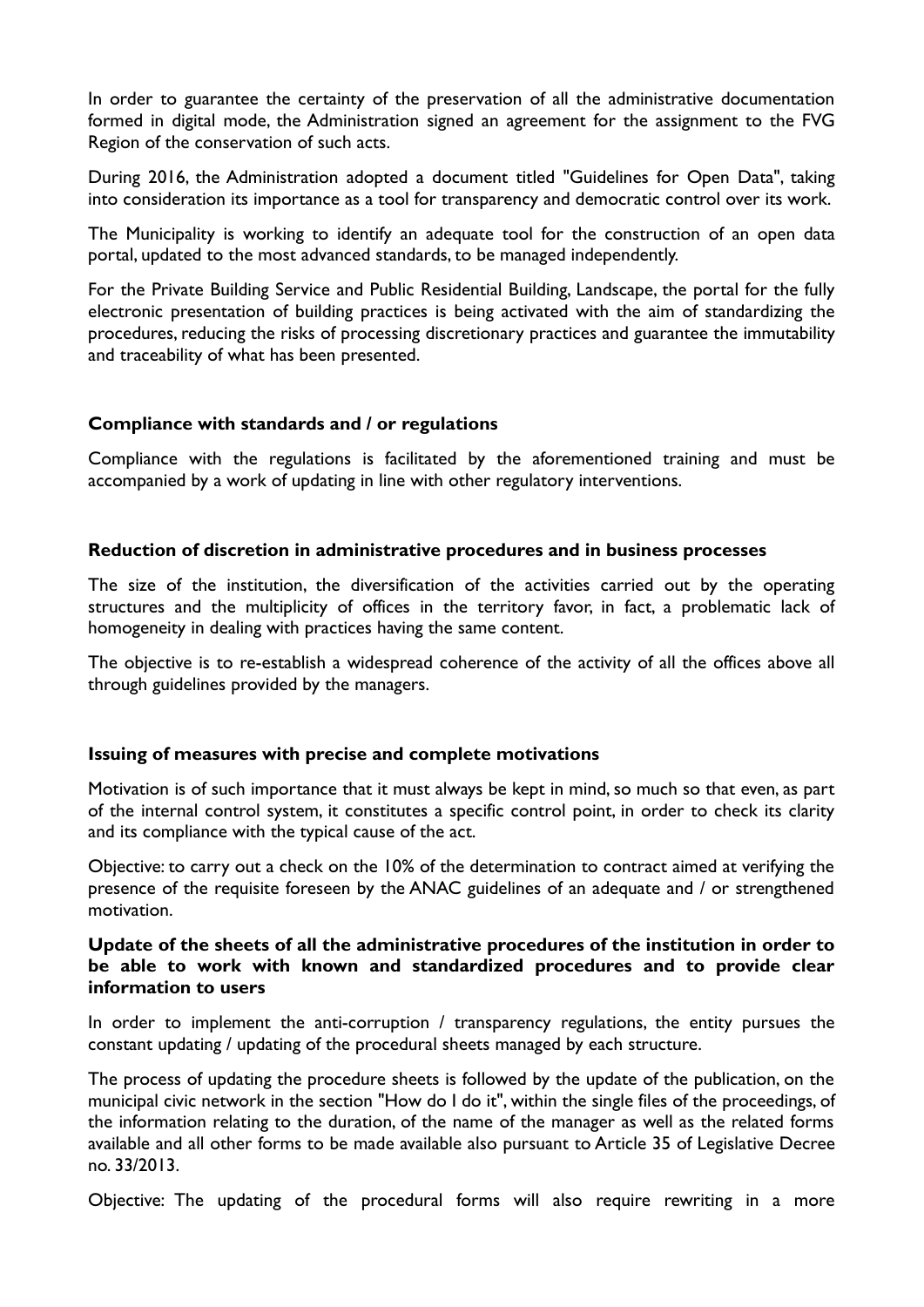In order to guarantee the certainty of the preservation of all the administrative documentation formed in digital mode, the Administration signed an agreement for the assignment to the FVG Region of the conservation of such acts.

During 2016, the Administration adopted a document titled "Guidelines for Open Data", taking into consideration its importance as a tool for transparency and democratic control over its work.

The Municipality is working to identify an adequate tool for the construction of an open data portal, updated to the most advanced standards, to be managed independently.

For the Private Building Service and Public Residential Building, Landscape, the portal for the fully electronic presentation of building practices is being activated with the aim of standardizing the procedures, reducing the risks of processing discretionary practices and guarantee the immutability and traceability of what has been presented.

**Compliance with standards and / or regulations**

Compliance with the regulations is facilitated by the aforementioned training and must be accompanied by a work of updating in line with other regulatory interventions.

**Reduction of discretion in administrative procedures and in business processes**

The size of the institution, the diversification of the activities carried out by the operating structures and the multiplicity of offices in the territory favor, in fact, a problematic lack of homogeneity in dealing with practices having the same content.

The objective is to re-establish a widespread coherence of the activity of all the offices above all through guidelines provided by the managers.

**Issuing of measures with precise and complete motivations**

Motivation is of such importance that it must always be kept in mind, so much so that even, as part of the internal control system, it constitutes a specific control point, in order to check its clarity and its compliance with the typical cause of the act.

Objective: to carry out a check on the 10% of the determination to contract aimed at verifying the presence of the requisite foreseen by the ANAC guidelines of an adequate and / or strengthened motivation.

**Update of the sheets of all the administrative procedures of the institution in order to be able to work with known and standardized procedures and to provide clear information to users**

In order to implement the anti-corruption / transparency regulations, the entity pursues the constant updating / updating of the procedural sheets managed by each structure.

The process of updating the procedure sheets is followed by the update of the publication, on the municipal civic network in the section "How do I do it", within the single files of the proceedings, of the information relating to the duration, of the name of the manager as well as the related forms available and all other forms to be made available also pursuant to Article 35 of Legislative Decree no. 33/2013.

Objective: The updating of the procedural forms will also require rewriting in a more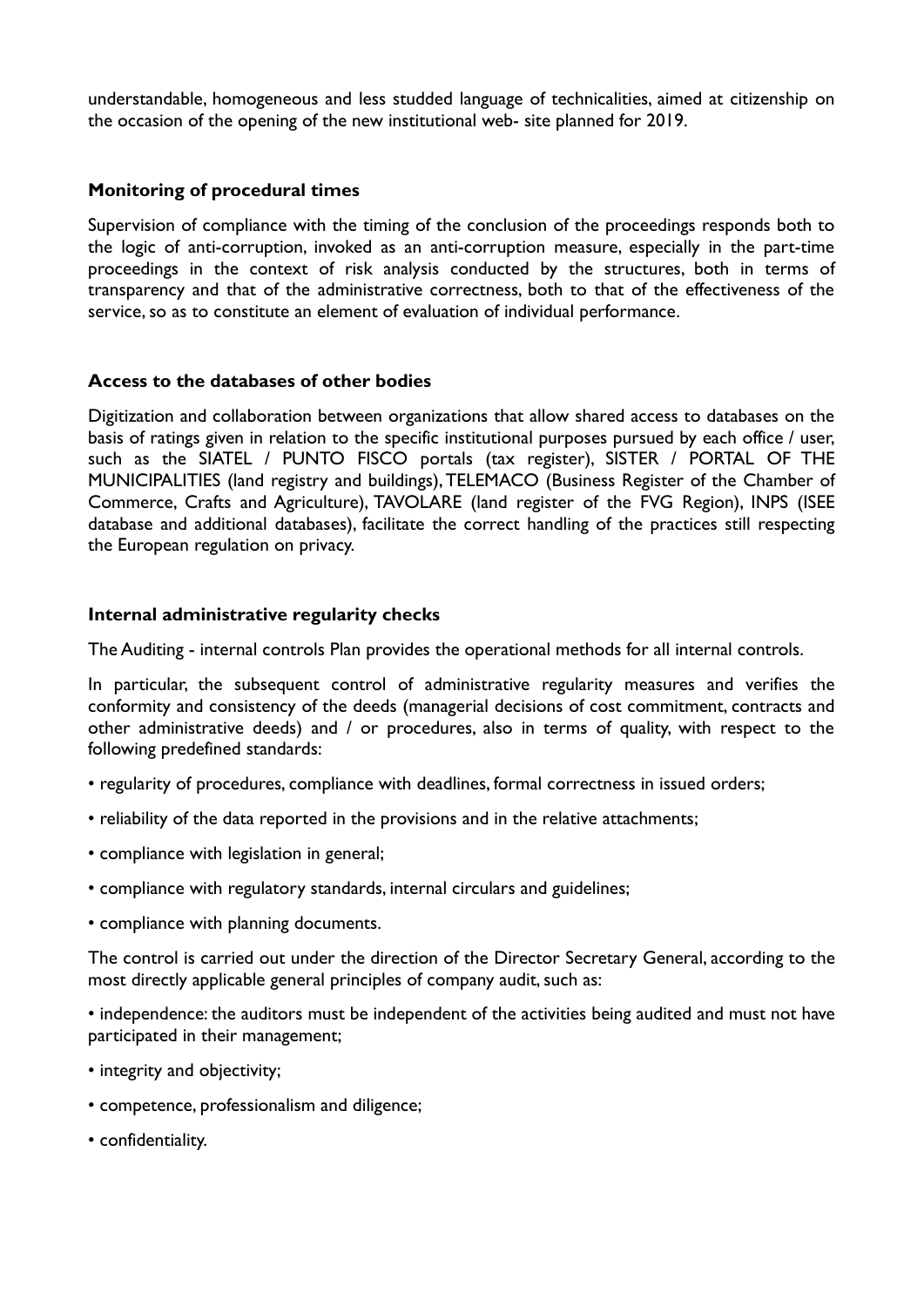understandable, homogeneous and less studded language of technicalities, aimed at citizenship on the occasion of the opening of the new institutional web- site planned for 2019.

**Monitoring of procedural times**

Supervision of compliance with the timing of the conclusion of the proceedings responds both to the logic of anti-corruption, invoked as an anti-corruption measure, especially in the part-time proceedings in the context of risk analysis conducted by the structures, both in terms of transparency and that of the administrative correctness, both to that of the effectiveness of the service, so as to constitute an element of evaluation of individual performance.

**Access to the databases of other bodies**

Digitization and collaboration between organizations that allow shared access to databases on the basis of ratings given in relation to the specific institutional purposes pursued by each office / user, such as the SIATEL / PUNTO FISCO portals (tax register), SISTER / PORTAL OF THE MUNICIPALITIES (land registry and buildings), TELEMACO (Business Register of the Chamber of Commerce, Crafts and Agriculture), TAVOLARE (land register of the FVG Region), INPS (ISEE database and additional databases), facilitate the correct handling of the practices still respecting the European regulation on privacy.

**Internal administrative regularity checks**

The Auditing - internal controls Plan provides the operational methods for all internal controls.

In particular, the subsequent control of administrative regularity measures and verifies the conformity and consistency of the deeds (managerial decisions of cost commitment, contracts and other administrative deeds) and / or procedures, also in terms of quality, with respect to the following predefined standards:

- regularity of procedures, compliance with deadlines, formal correctness in issued orders;
- reliability of the data reported in the provisions and in the relative attachments;
- compliance with legislation in general;
- compliance with regulatory standards, internal circulars and guidelines;
- compliance with planning documents.

The control is carried out under the direction of the Director Secretary General, according to the most directly applicable general principles of company audit, such as:

- independence: the auditors must be independent of the activities being audited and must not have participated in their management;
- integrity and objectivity;
- competence, professionalism and diligence;
- confidentiality.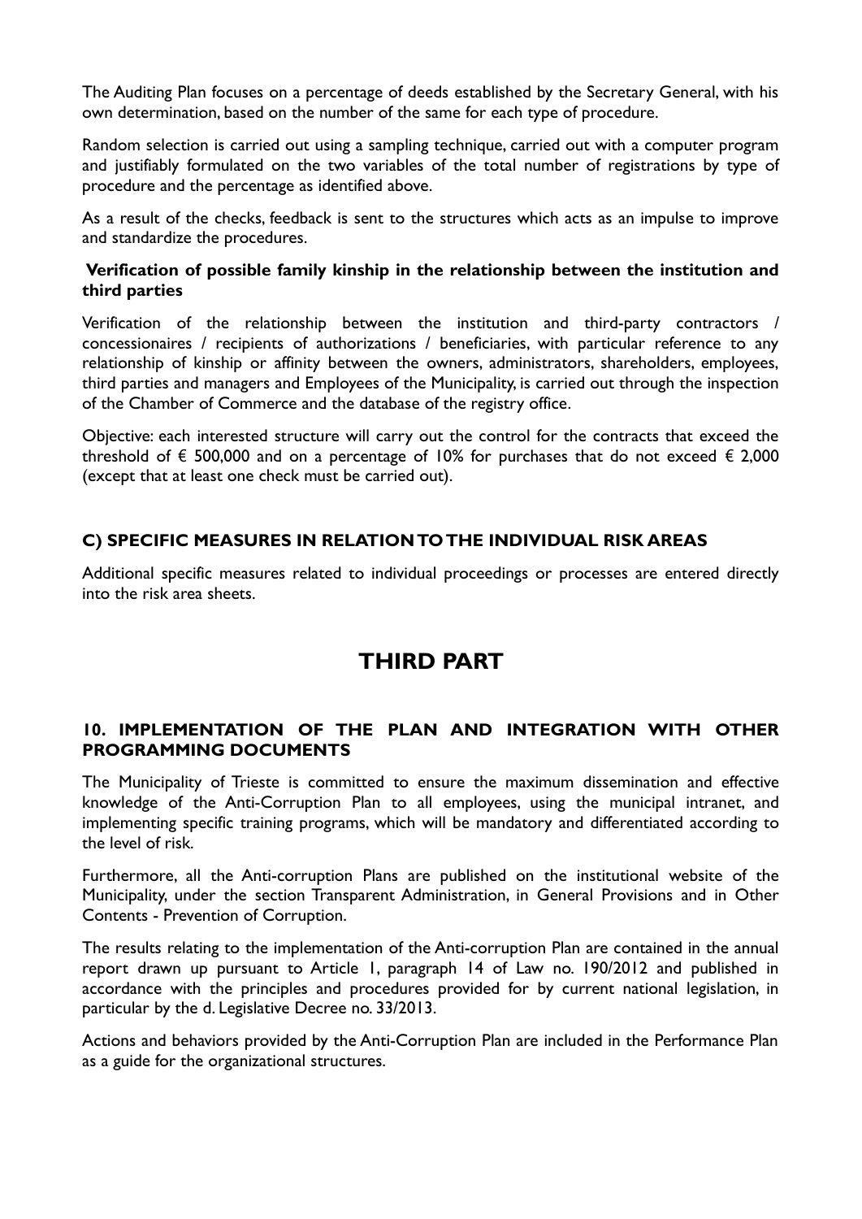The Auditing Plan focuses on a percentage of deeds established by the Secretary General, with his own determination, based on the number of the same for each type of procedure.

Random selection is carried out using a sampling technique, carried out with a computer program and justifiably formulated on the two variables of the total number of registrations by type of procedure and the percentage as identified above.

As a result of the checks, feedback is sent to the structures which acts as an impulse to improve and standardize the procedures.

**Verification of possible family kinship in the relationship between the institution and third parties**

Verification of the relationship between the institution and third-party contractors / concessionaires / recipients of authorizations / beneficiaries, with particular reference to any relationship of kinship or affinity between the owners, administrators, shareholders, employees, third parties and managers and Employees of the Municipality, is carried out through the inspection of the Chamber of Commerce and the database of the registry office.

Objective: each interested structure will carry out the control for the contracts that exceed the threshold of € 500,000 and on a percentage of 10% for purchases that do not exceed € 2,000 (except that at least one check must be carried out).

### C) SPECIFIC MEASURES IN RELATION TO THE INDIVIDUAL RISK AREAS

Additional specific measures related to individual proceedings or processes are entered directly into the risk area sheets.

# THIRD PART

## 10. IMPLEMENTATION OF THE PLAN AND INTEGRATION WITH OTHER PROGRAMMING DOCUMENTS

The Municipality of Trieste is committed to ensure the maximum dissemination and effective knowledge of the Anti-Corruption Plan to all employees, using the municipal intranet, and implementing specific training programs, which will be mandatory and differentiated according to the level of risk.

Furthermore, all the Anti-corruption Plans are published on the institutional website of the Municipality, under the section Transparent Administration, in General Provisions and in Other Contents - Prevention of Corruption.

The results relating to the implementation of the Anti-corruption Plan are contained in the annual report drawn up pursuant to Article 1, paragraph 14 of Law no. 190/2012 and published in accordance with the principles and procedures provided for by current national legislation, in particular by the d. Legislative Decree no. 33/2013.

Actions and behaviors provided by the Anti-Corruption Plan are included in the Performance Plan as a guide for the organizational structures.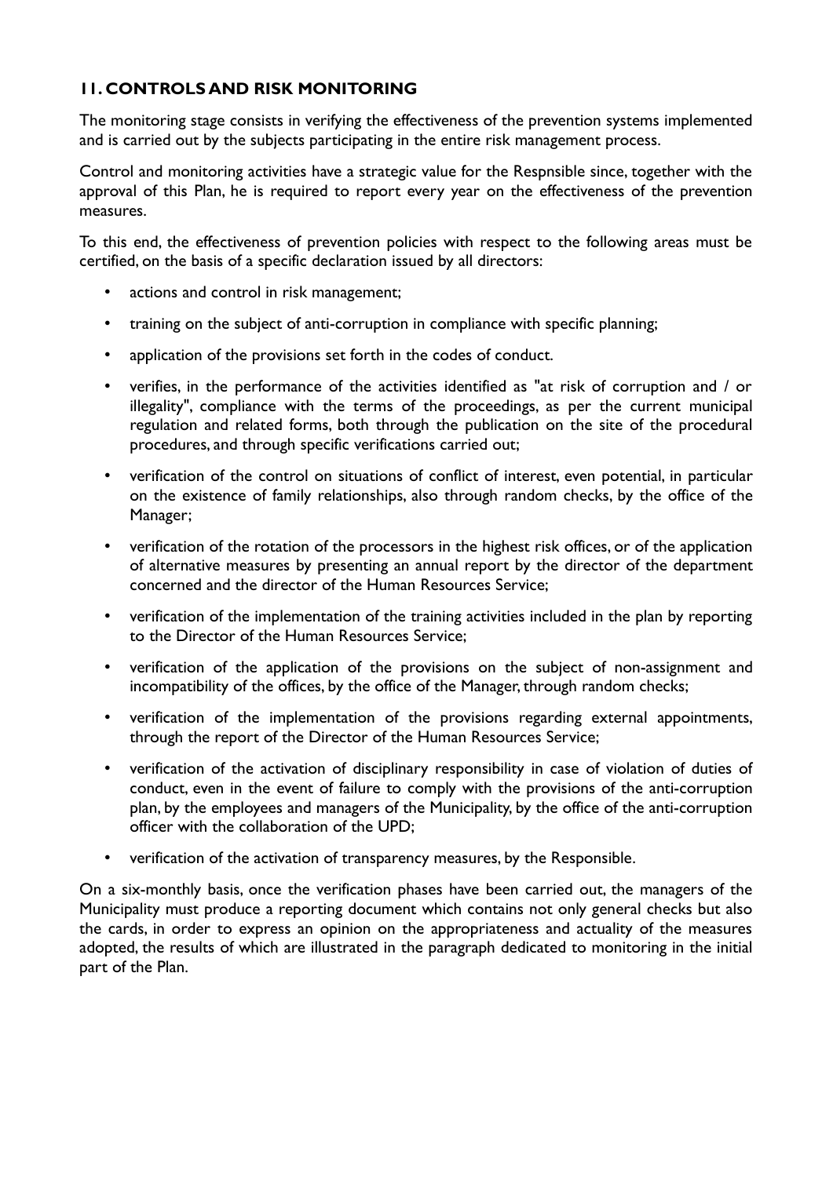## 11. CONTROLS AND RISK MONITORING

The monitoring stage consists in verifying the effectiveness of the prevention systems implemented and is carried out by the subjects participating in the entire risk management process.

Control and monitoring activities have a strategic value for the Respnsible since, together with the approval of this Plan, he is required to report every year on the effectiveness of the prevention measures.

To this end, the effectiveness of prevention policies with respect to the following areas must be certified, on the basis of a specific declaration issued by all directors:

- actions and control in risk management;
- training on the subject of anti-corruption in compliance with specific planning;
- application of the provisions set forth in the codes of conduct.
- verifies, in the performance of the activities identified as "at risk of corruption and / or illegality", compliance with the terms of the proceedings, as per the current municipal regulation and related forms, both through the publication on the site of the procedural procedures, and through specific verifications carried out;
- verification of the control on situations of conflict of interest, even potential, in particular on the existence of family relationships, also through random checks, by the office of the Manager;
- verification of the rotation of the processors in the highest risk offices, or of the application of alternative measures by presenting an annual report by the director of the department concerned and the director of the Human Resources Service;
- verification of the implementation of the training activities included in the plan by reporting to the Director of the Human Resources Service;
- verification of the application of the provisions on the subject of non-assignment and incompatibility of the offices, by the office of the Manager, through random checks;
- verification of the implementation of the provisions regarding external appointments, through the report of the Director of the Human Resources Service;
- verification of the activation of disciplinary responsibility in case of violation of duties of conduct, even in the event of failure to comply with the provisions of the anti-corruption plan, by the employees and managers of the Municipality, by the office of the anti-corruption officer with the collaboration of the UPD;
- verification of the activation of transparency measures, by the Responsible.

On a six-monthly basis, once the verification phases have been carried out, the managers of the Municipality must produce a reporting document which contains not only general checks but also the cards, in order to express an opinion on the appropriateness and actuality of the measures adopted, the results of which are illustrated in the paragraph dedicated to monitoring in the initial part of the Plan.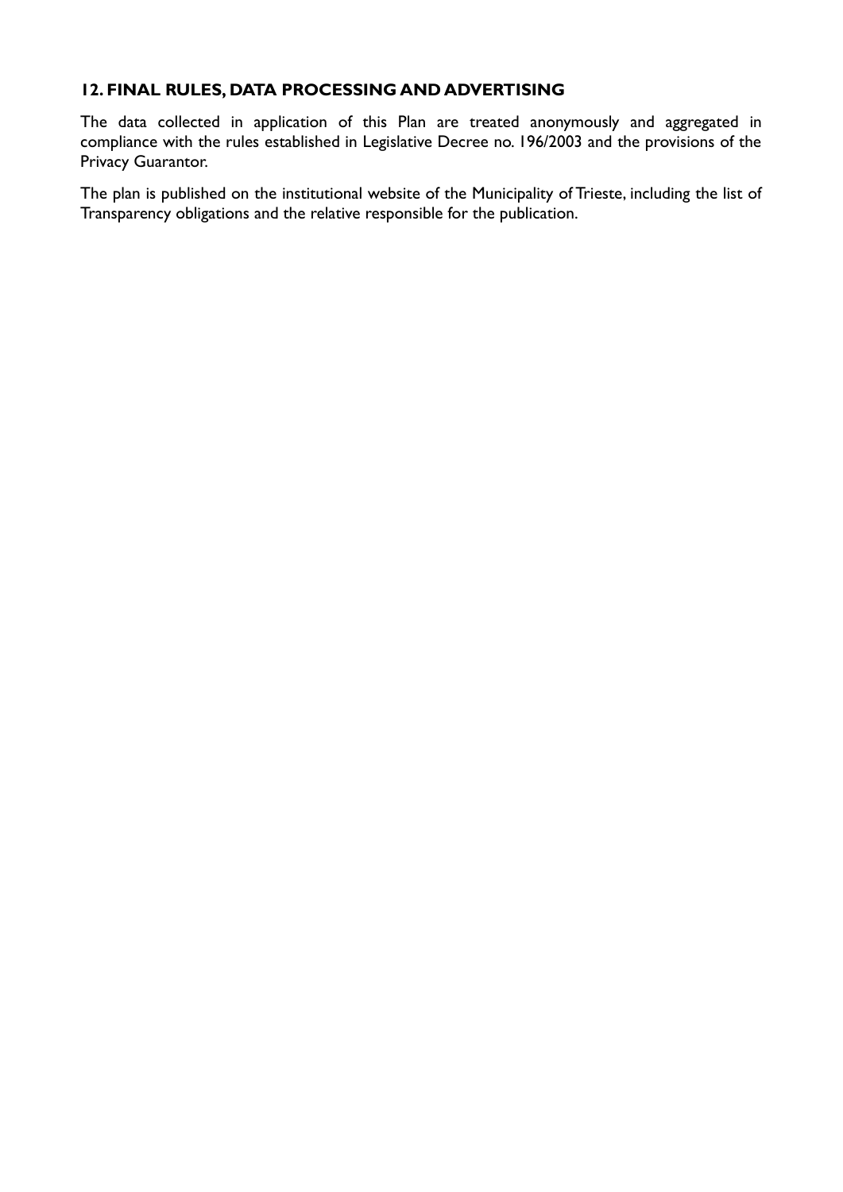## 12. FINAL RULES, DATA PROCESSING AND ADVERTISING

The data collected in application of this Plan are treated anonymously and aggregated in compliance with the rules established in Legislative Decree no. 196/2003 and the provisions of the Privacy Guarantor.

The plan is published on the institutional website of the Municipality of Trieste, including the list of Transparency obligations and the relative responsible for the publication.